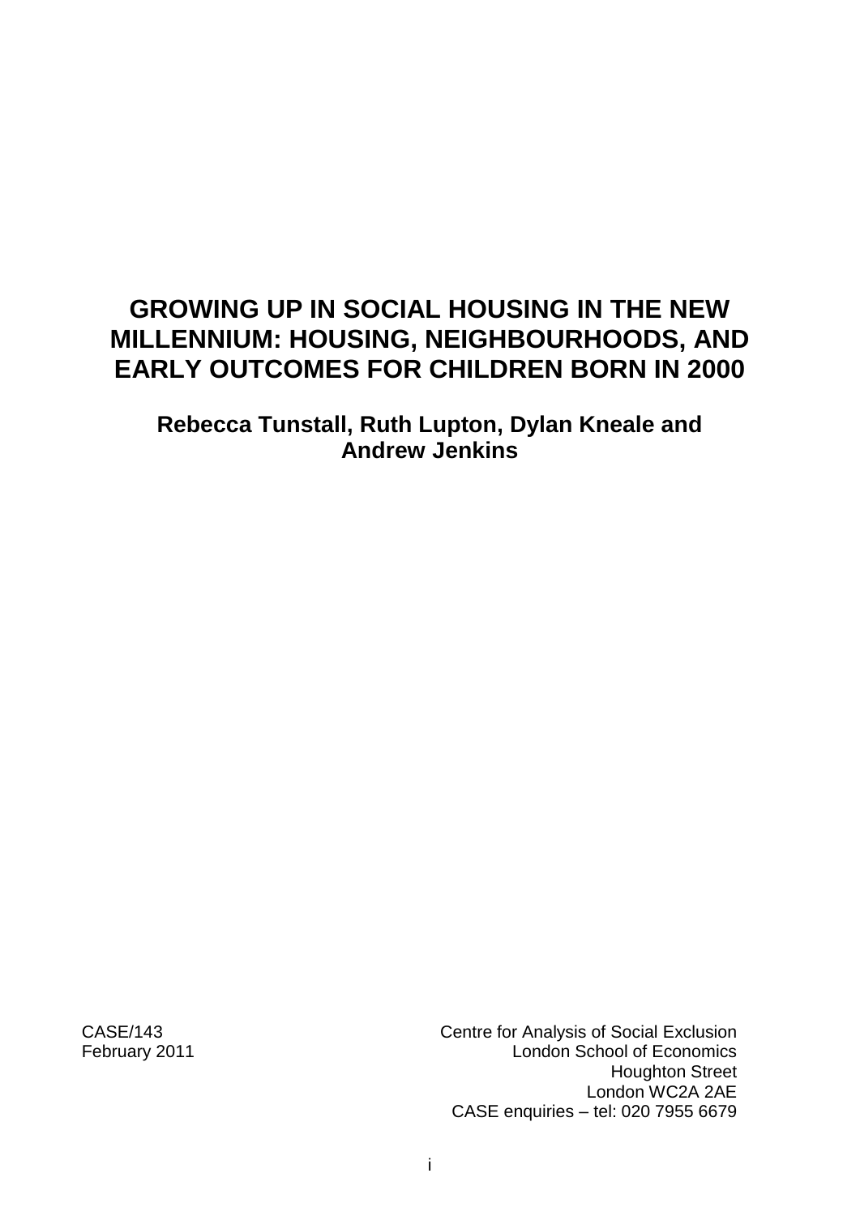# GROWING UP IN SOCIAL HOUSING IN THE NEW MILLENNIUM: HOUSING, NEIGHBOURHOODS, AND EARLY OUTCOMES FOR CHILDREN BORN IN 2000

**Rebecca Tunstall, Ruth Lupton, Dylan Kneale and Andrew Jenkins**

CASE/143
February 2011

Centre for Analysis of Social Exclusion
London School of Economics
Houghton Street
London WC2A 2AE
CASE enquiries – tel: 020 7955 6679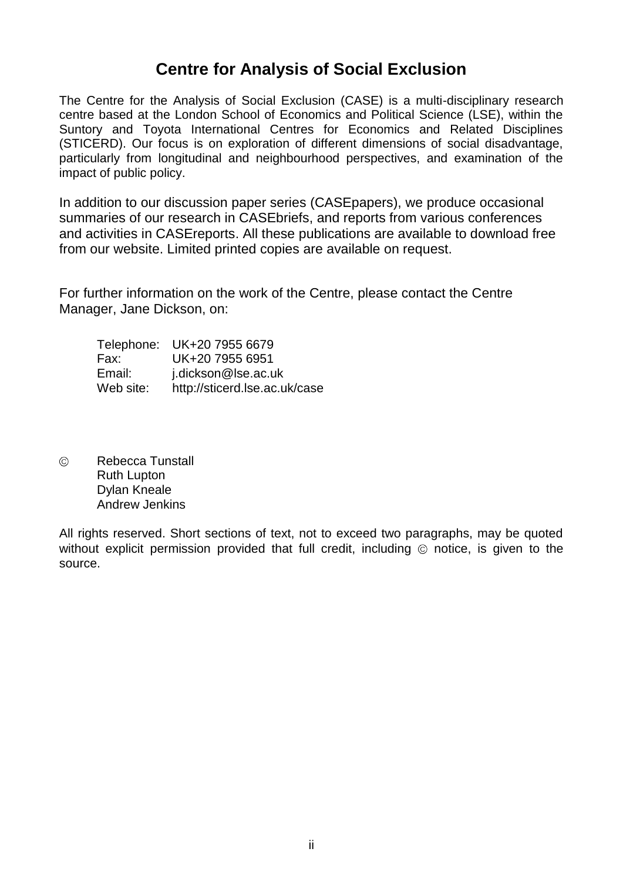# Centre for Analysis of Social Exclusion

The Centre for the Analysis of Social Exclusion (CASE) is a multi-disciplinary research centre based at the London School of Economics and Political Science (LSE), within the Suntory and Toyota International Centres for Economics and Related Disciplines (STICERD). Our focus is on exploration of different dimensions of social disadvantage, particularly from longitudinal and neighbourhood perspectives, and examination of the impact of public policy.

In addition to our discussion paper series (CASEpapers), we produce occasional summaries of our research in CASEbriefs, and reports from various conferences and activities in CASEreports. All these publications are available to download free from our website. Limited printed copies are available on request.

For further information on the work of the Centre, please contact the Centre Manager, Jane Dickson, on:

Telephone: UK+20 7955 6679
Fax: UK+20 7955 6951
Email: j.dickson@lse.ac.uk
Web site: http://sticerd.lse.ac.uk/case

© Rebecca Tunstall
Ruth Lupton
Dylan Kneale
Andrew Jenkins

All rights reserved. Short sections of text, not to exceed two paragraphs, may be quoted without explicit permission provided that full credit, including © notice, is given to the source.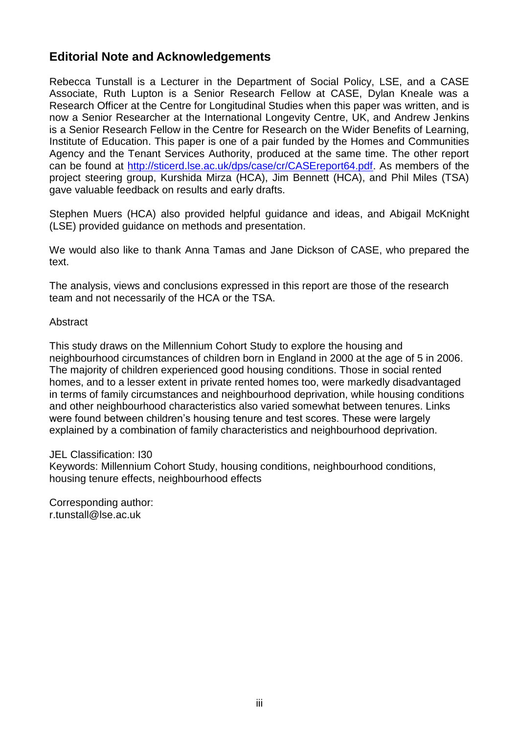## Editorial Note and Acknowledgements

Rebecca Tunstall is a Lecturer in the Department of Social Policy, LSE, and a CASE Associate, Ruth Lupton is a Senior Research Fellow at CASE, Dylan Kneale was a Research Officer at the Centre for Longitudinal Studies when this paper was written, and is now a Senior Researcher at the International Longevity Centre, UK, and Andrew Jenkins is a Senior Research Fellow in the Centre for Research on the Wider Benefits of Learning, Institute of Education. This paper is one of a pair funded by the Homes and Communities Agency and the Tenant Services Authority, produced at the same time. The other report can be found at http://sticerd.lse.ac.uk/dps/case/cr/CASEreport64.pdf. As members of the project steering group, Kurshida Mirza (HCA), Jim Bennett (HCA), and Phil Miles (TSA) gave valuable feedback on results and early drafts.

Stephen Muers (HCA) also provided helpful guidance and ideas, and Abigail McKnight (LSE) provided guidance on methods and presentation.

We would also like to thank Anna Tamas and Jane Dickson of CASE, who prepared the text.

The analysis, views and conclusions expressed in this report are those of the research team and not necessarily of the HCA or the TSA.

Abstract

This study draws on the Millennium Cohort Study to explore the housing and neighbourhood circumstances of children born in England in 2000 at the age of 5 in 2006. The majority of children experienced good housing conditions. Those in social rented homes, and to a lesser extent in private rented homes too, were markedly disadvantaged in terms of family circumstances and neighbourhood deprivation, while housing conditions and other neighbourhood characteristics also varied somewhat between tenures. Links were found between children's housing tenure and test scores. These were largely explained by a combination of family characteristics and neighbourhood deprivation.

JEL Classification: I30
Keywords: Millennium Cohort Study, housing conditions, neighbourhood conditions, housing tenure effects, neighbourhood effects

Corresponding author:
r.tunstall@lse.ac.uk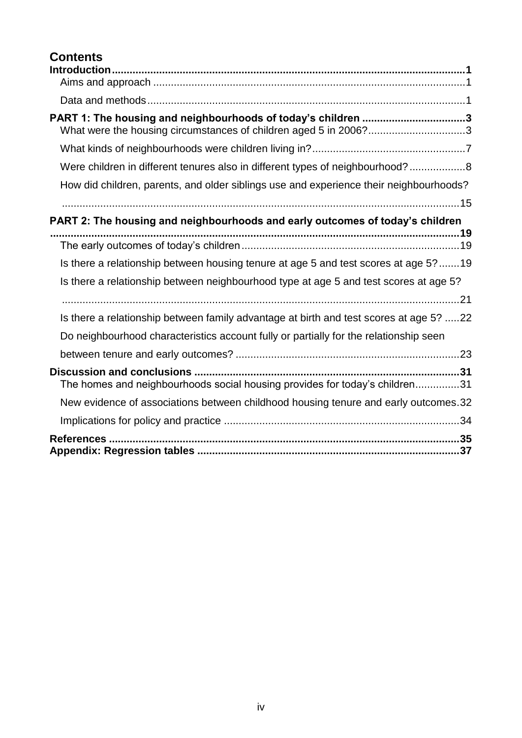# Contents

**Introduction** 1

- Aims and approach 1
- Data and methods 1

**PART 1: The housing and neighbourhoods of today's children** 3

- What were the housing circumstances of children aged 5 in 2006? 3
- What kinds of neighbourhoods were children living in? 7
- Were children in different tenures also in different types of neighbourhood? 8
- How did children, parents, and older siblings use and experience their neighbourhoods? 15

**PART 2: The housing and neighbourhoods and early outcomes of today's children** 19

- The early outcomes of today's children 19
- Is there a relationship between housing tenure at age 5 and test scores at age 5? 19
- Is there a relationship between neighbourhood type at age 5 and test scores at age 5? 21
- Is there a relationship between family advantage at birth and test scores at age 5? 22
- Do neighbourhood characteristics account fully or partially for the relationship seen between tenure and early outcomes? 23

**Discussion and conclusions** 31

- The homes and neighbourhoods social housing provides for today's children 31
- New evidence of associations between childhood housing tenure and early outcomes 32
- Implications for policy and practice 34

**References** 35

**Appendix: Regression tables** 37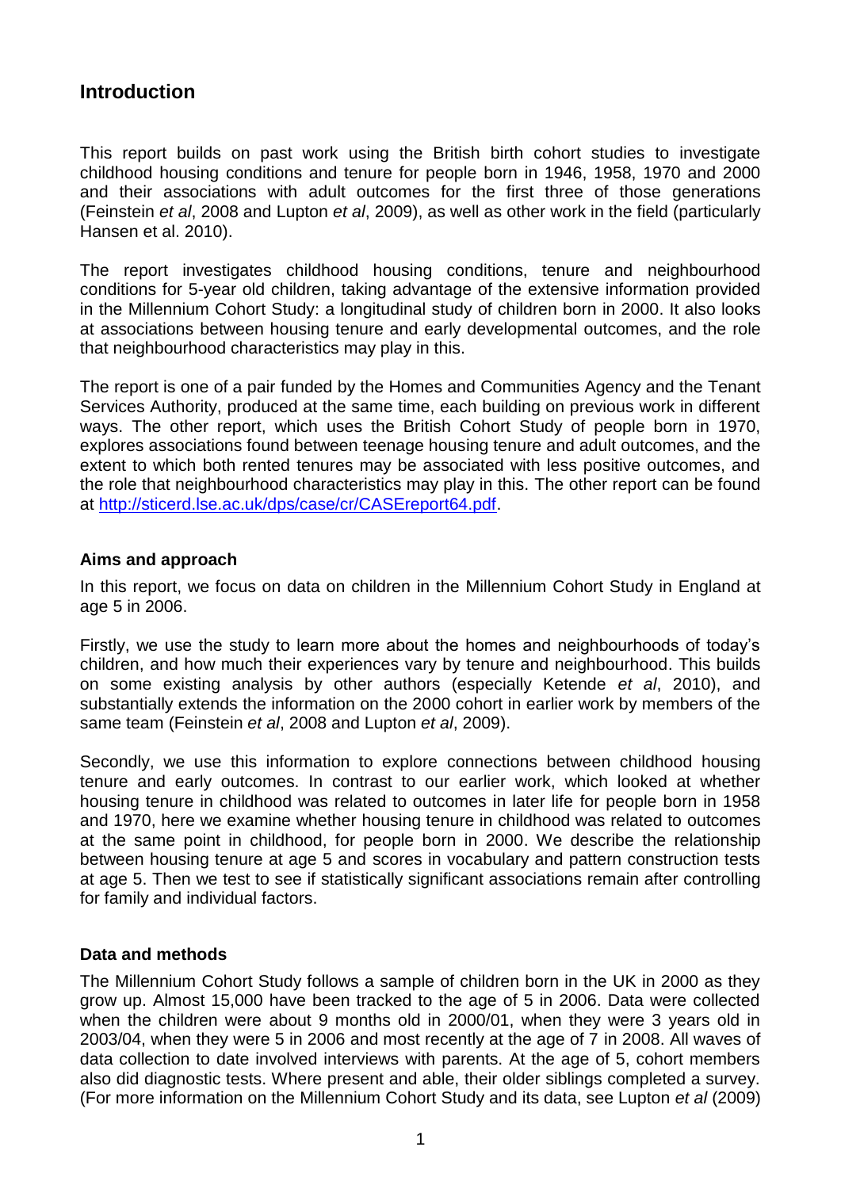# Introduction

This report builds on past work using the British birth cohort studies to investigate childhood housing conditions and tenure for people born in 1946, 1958, 1970 and 2000 and their associations with adult outcomes for the first three of those generations (Feinstein *et al*, 2008 and Lupton *et al*, 2009), as well as other work in the field (particularly Hansen et al. 2010).

The report investigates childhood housing conditions, tenure and neighbourhood conditions for 5-year old children, taking advantage of the extensive information provided in the Millennium Cohort Study: a longitudinal study of children born in 2000. It also looks at associations between housing tenure and early developmental outcomes, and the role that neighbourhood characteristics may play in this.

The report is one of a pair funded by the Homes and Communities Agency and the Tenant Services Authority, produced at the same time, each building on previous work in different ways. The other report, which uses the British Cohort Study of people born in 1970, explores associations found between teenage housing tenure and adult outcomes, and the extent to which both rented tenures may be associated with less positive outcomes, and the role that neighbourhood characteristics may play in this. The other report can be found at http://sticerd.lse.ac.uk/dps/case/cr/CASEreport64.pdf.

### Aims and approach

In this report, we focus on data on children in the Millennium Cohort Study in England at age 5 in 2006.

Firstly, we use the study to learn more about the homes and neighbourhoods of today's children, and how much their experiences vary by tenure and neighbourhood. This builds on some existing analysis by other authors (especially Ketende *et al*, 2010), and substantially extends the information on the 2000 cohort in earlier work by members of the same team (Feinstein *et al*, 2008 and Lupton *et al*, 2009).

Secondly, we use this information to explore connections between childhood housing tenure and early outcomes. In contrast to our earlier work, which looked at whether housing tenure in childhood was related to outcomes in later life for people born in 1958 and 1970, here we examine whether housing tenure in childhood was related to outcomes at the same point in childhood, for people born in 2000. We describe the relationship between housing tenure at age 5 and scores in vocabulary and pattern construction tests at age 5. Then we test to see if statistically significant associations remain after controlling for family and individual factors.

### Data and methods

The Millennium Cohort Study follows a sample of children born in the UK in 2000 as they grow up. Almost 15,000 have been tracked to the age of 5 in 2006. Data were collected when the children were about 9 months old in 2000/01, when they were 3 years old in 2003/04, when they were 5 in 2006 and most recently at the age of 7 in 2008. All waves of data collection to date involved interviews with parents. At the age of 5, cohort members also did diagnostic tests. Where present and able, their older siblings completed a survey. (For more information on the Millennium Cohort Study and its data, see Lupton *et al* (2009)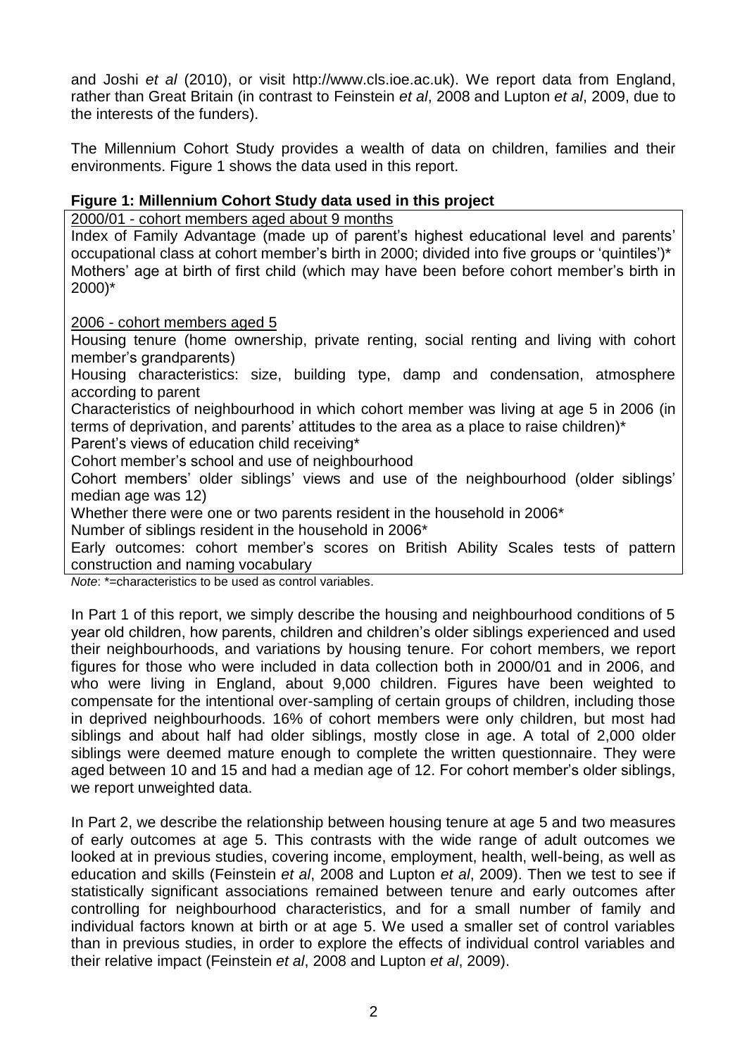and Joshi *et al* (2010), or visit http://www.cls.ioe.ac.uk). We report data from England, rather than Great Britain (in contrast to Feinstein *et al*, 2008 and Lupton *et al*, 2009, due to the interests of the funders).

The Millennium Cohort Study provides a wealth of data on children, families and their environments. Figure 1 shows the data used in this report.

**Figure 1: Millennium Cohort Study data used in this project**

2000/01 - cohort members aged about 9 months

Index of Family Advantage (made up of parent's highest educational level and parents' occupational class at cohort member's birth in 2000; divided into five groups or 'quintiles')*

Mothers' age at birth of first child (which may have been before cohort member's birth in 2000)*

2006 - cohort members aged 5

Housing tenure (home ownership, private renting, social renting and living with cohort member's grandparents)

Housing characteristics: size, building type, damp and condensation, atmosphere according to parent

Characteristics of neighbourhood in which cohort member was living at age 5 in 2006 (in terms of deprivation, and parents' attitudes to the area as a place to raise children)*

Parent's views of education child receiving*

Cohort member's school and use of neighbourhood

Cohort members' older siblings' views and use of the neighbourhood (older siblings' median age was 12)

Whether there were one or two parents resident in the household in 2006*

Number of siblings resident in the household in 2006*

Early outcomes: cohort member's scores on British Ability Scales tests of pattern construction and naming vocabulary

*Note*: *=characteristics to be used as control variables.

In Part 1 of this report, we simply describe the housing and neighbourhood conditions of 5 year old children, how parents, children and children's older siblings experienced and used their neighbourhoods, and variations by housing tenure. For cohort members, we report figures for those who were included in data collection both in 2000/01 and in 2006, and who were living in England, about 9,000 children. Figures have been weighted to compensate for the intentional over-sampling of certain groups of children, including those in deprived neighbourhoods. 16% of cohort members were only children, but most had siblings and about half had older siblings, mostly close in age. A total of 2,000 older siblings were deemed mature enough to complete the written questionnaire. They were aged between 10 and 15 and had a median age of 12. For cohort member's older siblings, we report unweighted data.

In Part 2, we describe the relationship between housing tenure at age 5 and two measures of early outcomes at age 5. This contrasts with the wide range of adult outcomes we looked at in previous studies, covering income, employment, health, well-being, as well as education and skills (Feinstein *et al*, 2008 and Lupton *et al*, 2009). Then we test to see if statistically significant associations remained between tenure and early outcomes after controlling for neighbourhood characteristics, and for a small number of family and individual factors known at birth or at age 5. We used a smaller set of control variables than in previous studies, in order to explore the effects of individual control variables and their relative impact (Feinstein *et al*, 2008 and Lupton *et al*, 2009).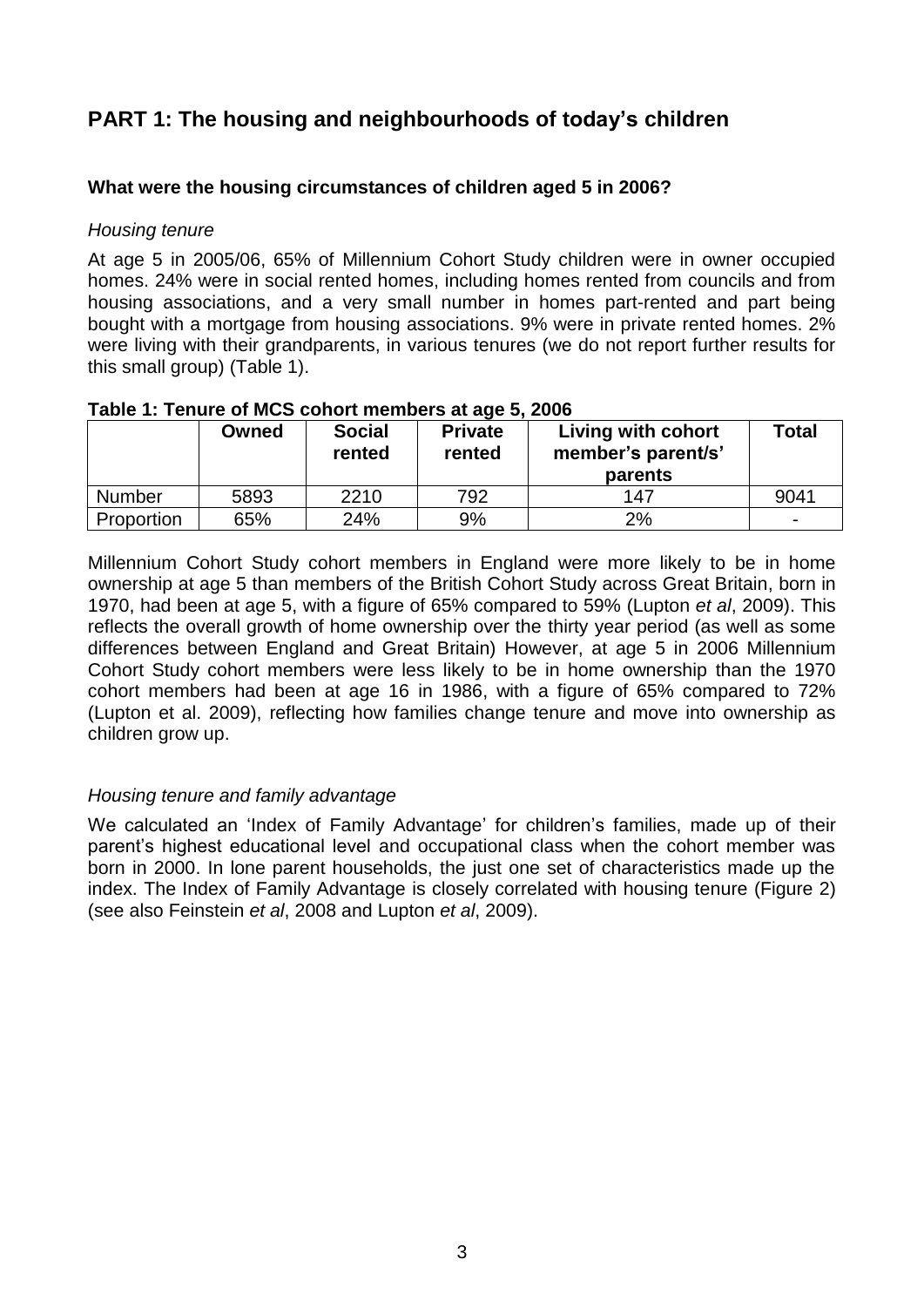# PART 1: The housing and neighbourhoods of today's children

### What were the housing circumstances of children aged 5 in 2006?

*Housing tenure*

At age 5 in 2005/06, 65% of Millennium Cohort Study children were in owner occupied homes. 24% were in social rented homes, including homes rented from councils and from housing associations, and a very small number in homes part-rented and part being bought with a mortgage from housing associations. 9% were in private rented homes. 2% were living with their grandparents, in various tenures (we do not report further results for this small group) (Table 1).

**Table 1: Tenure of MCS cohort members at age 5, 2006**

| | Owned | Social rented | Private rented | Living with cohort member's parent/s' parents | Total |
|---|---|---|---|---|---|
| Number | 5893 | 2210 | 792 | 147 | 9041 |
| Proportion | 65% | 24% | 9% | 2% | - |

Millennium Cohort Study cohort members in England were more likely to be in home ownership at age 5 than members of the British Cohort Study across Great Britain, born in 1970, had been at age 5, with a figure of 65% compared to 59% (Lupton *et al*, 2009). This reflects the overall growth of home ownership over the thirty year period (as well as some differences between England and Great Britain) However, at age 5 in 2006 Millennium Cohort Study cohort members were less likely to be in home ownership than the 1970 cohort members had been at age 16 in 1986, with a figure of 65% compared to 72% (Lupton et al. 2009), reflecting how families change tenure and move into ownership as children grow up.

*Housing tenure and family advantage*

We calculated an 'Index of Family Advantage' for children's families, made up of their parent's highest educational level and occupational class when the cohort member was born in 2000. In lone parent households, the just one set of characteristics made up the index. The Index of Family Advantage is closely correlated with housing tenure (Figure 2) (see also Feinstein *et al*, 2008 and Lupton *et al*, 2009).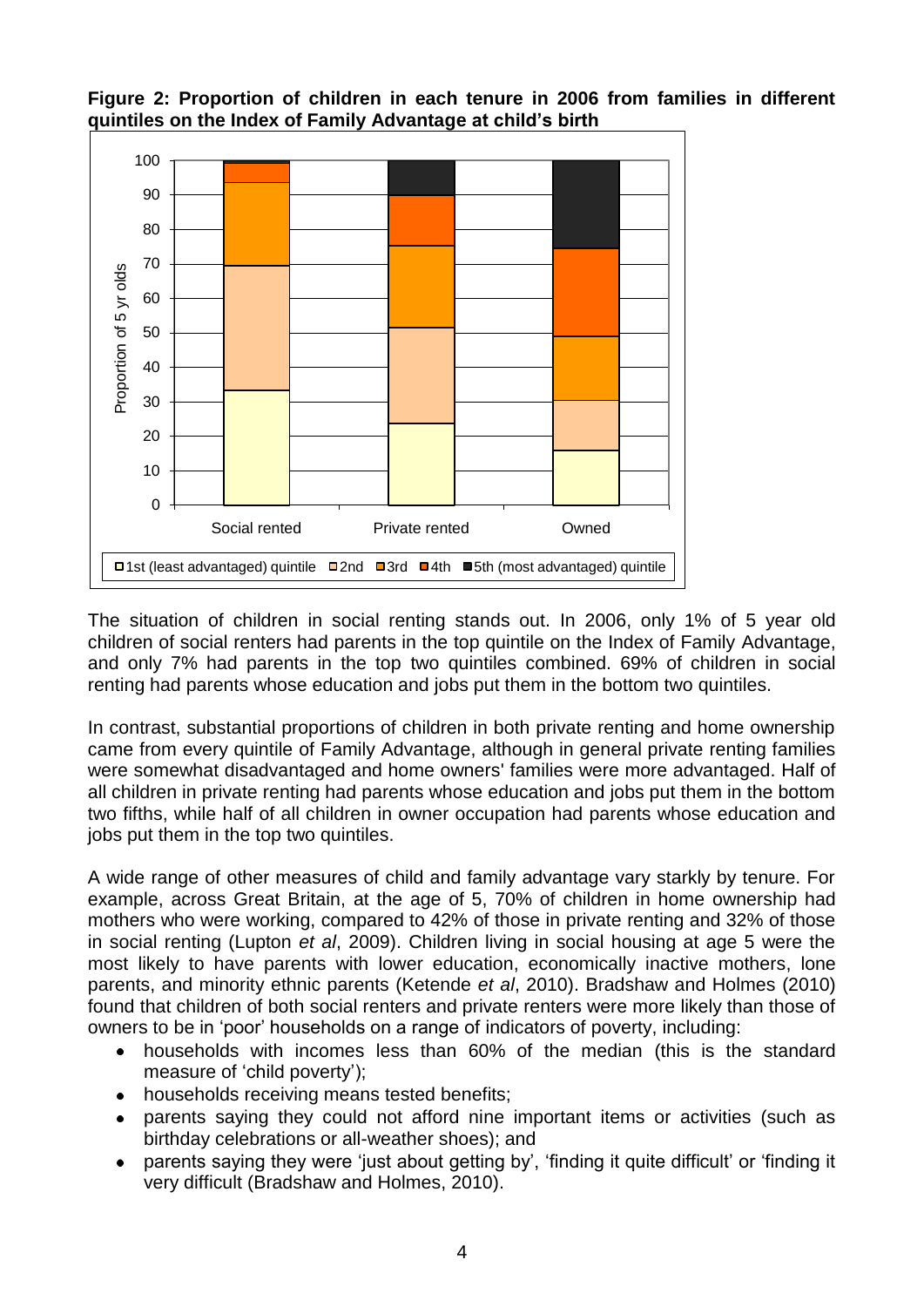**Figure 2: Proportion of children in each tenure in 2006 from families in different quintiles on the Index of Family Advantage at child's birth**

The situation of children in social renting stands out. In 2006, only 1% of 5 year old children of social renters had parents in the top quintile on the Index of Family Advantage, and only 7% had parents in the top two quintiles combined. 69% of children in social renting had parents whose education and jobs put them in the bottom two quintiles.

In contrast, substantial proportions of children in both private renting and home ownership came from every quintile of Family Advantage, although in general private renting families were somewhat disadvantaged and home owners' families were more advantaged. Half of all children in private renting had parents whose education and jobs put them in the bottom two fifths, while half of all children in owner occupation had parents whose education and jobs put them in the top two quintiles.

A wide range of other measures of child and family advantage vary starkly by tenure. For example, across Great Britain, at the age of 5, 70% of children in home ownership had mothers who were working, compared to 42% of those in private renting and 32% of those in social renting (Lupton *et al*, 2009). Children living in social housing at age 5 were the most likely to have parents with lower education, economically inactive mothers, lone parents, and minority ethnic parents (Ketende *et al*, 2010). Bradshaw and Holmes (2010) found that children of both social renters and private renters were more likely than those of owners to be in 'poor' households on a range of indicators of poverty, including:

- households with incomes less than 60% of the median (this is the standard measure of 'child poverty');
- households receiving means tested benefits;
- parents saying they could not afford nine important items or activities (such as birthday celebrations or all-weather shoes); and
- parents saying they were 'just about getting by', 'finding it quite difficult' or 'finding it very difficult (Bradshaw and Holmes, 2010).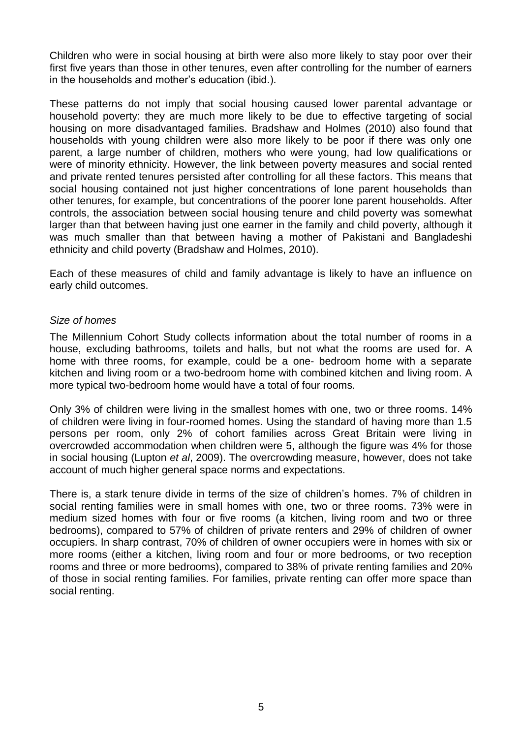Children who were in social housing at birth were also more likely to stay poor over their first five years than those in other tenures, even after controlling for the number of earners in the households and mother's education (ibid.).

These patterns do not imply that social housing caused lower parental advantage or household poverty: they are much more likely to be due to effective targeting of social housing on more disadvantaged families. Bradshaw and Holmes (2010) also found that households with young children were also more likely to be poor if there was only one parent, a large number of children, mothers who were young, had low qualifications or were of minority ethnicity. However, the link between poverty measures and social rented and private rented tenures persisted after controlling for all these factors. This means that social housing contained not just higher concentrations of lone parent households than other tenures, for example, but concentrations of the poorer lone parent households. After controls, the association between social housing tenure and child poverty was somewhat larger than that between having just one earner in the family and child poverty, although it was much smaller than that between having a mother of Pakistani and Bangladeshi ethnicity and child poverty (Bradshaw and Holmes, 2010).

Each of these measures of child and family advantage is likely to have an influence on early child outcomes.

*Size of homes*

The Millennium Cohort Study collects information about the total number of rooms in a house, excluding bathrooms, toilets and halls, but not what the rooms are used for. A home with three rooms, for example, could be a one- bedroom home with a separate kitchen and living room or a two-bedroom home with combined kitchen and living room. A more typical two-bedroom home would have a total of four rooms.

Only 3% of children were living in the smallest homes with one, two or three rooms. 14% of children were living in four-roomed homes. Using the standard of having more than 1.5 persons per room, only 2% of cohort families across Great Britain were living in overcrowded accommodation when children were 5, although the figure was 4% for those in social housing (Lupton *et al*, 2009). The overcrowding measure, however, does not take account of much higher general space norms and expectations.

There is, a stark tenure divide in terms of the size of children's homes. 7% of children in social renting families were in small homes with one, two or three rooms. 73% were in medium sized homes with four or five rooms (a kitchen, living room and two or three bedrooms), compared to 57% of children of private renters and 29% of children of owner occupiers. In sharp contrast, 70% of children of owner occupiers were in homes with six or more rooms (either a kitchen, living room and four or more bedrooms, or two reception rooms and three or more bedrooms), compared to 38% of private renting families and 20% of those in social renting families. For families, private renting can offer more space than social renting.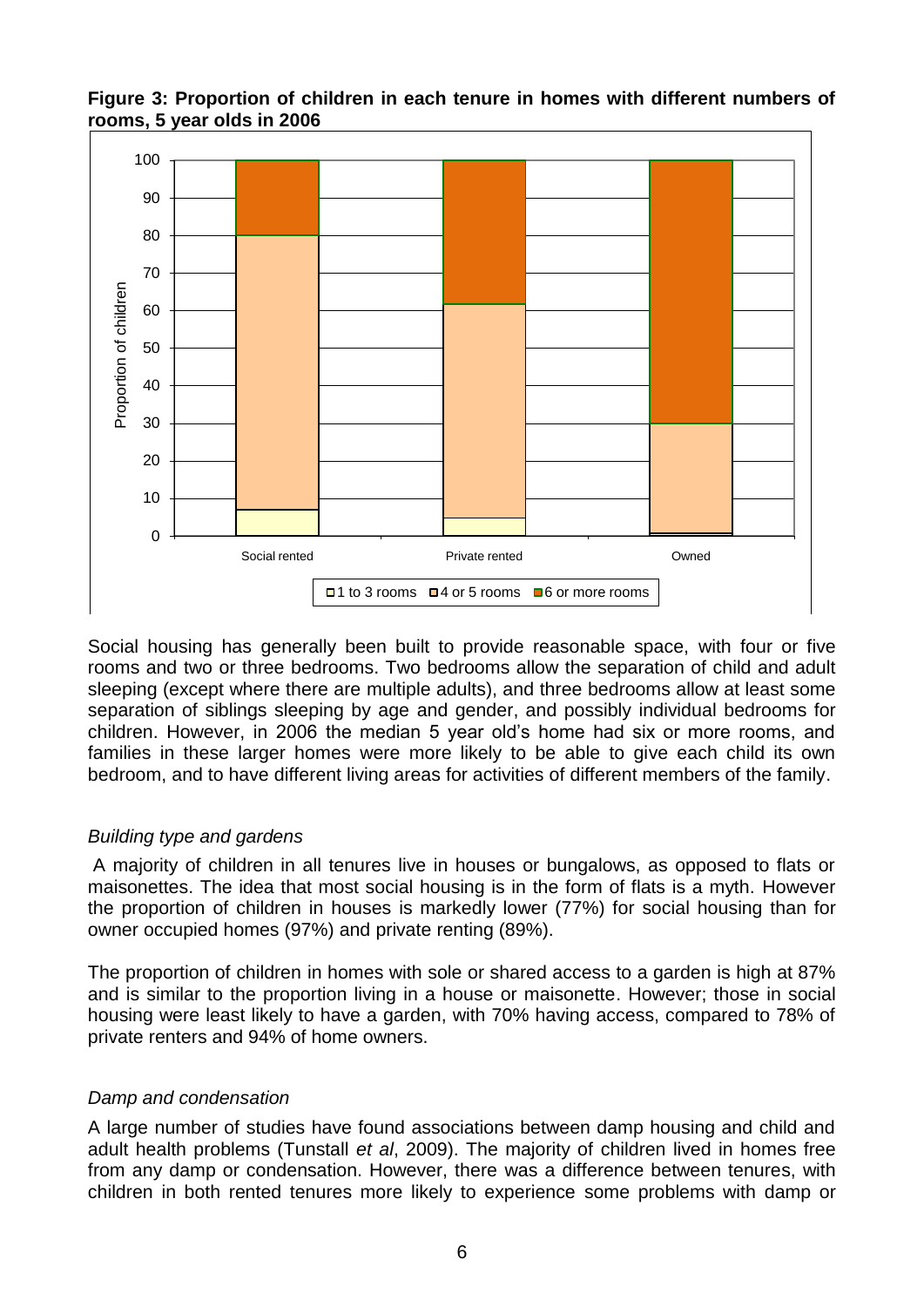**Figure 3: Proportion of children in each tenure in homes with different numbers of rooms, 5 year olds in 2006**

Proportion of children

100
90
80
70
60
50
40
30
20
10
0

Social rented
Private rented
Owned

1 to 3 rooms 4 or 5 rooms 6 or more rooms

Social housing has generally been built to provide reasonable space, with four or five rooms and two or three bedrooms. Two bedrooms allow the separation of child and adult sleeping (except where there are multiple adults), and three bedrooms allow at least some separation of siblings sleeping by age and gender, and possibly individual bedrooms for children. However, in 2006 the median 5 year old's home had six or more rooms, and families in these larger homes were more likely to be able to give each child its own bedroom, and to have different living areas for activities of different members of the family.

*Building type and gardens*

A majority of children in all tenures live in houses or bungalows, as opposed to flats or maisonettes. The idea that most social housing is in the form of flats is a myth. However the proportion of children in houses is markedly lower (77%) for social housing than for owner occupied homes (97%) and private renting (89%).

The proportion of children in homes with sole or shared access to a garden is high at 87% and is similar to the proportion living in a house or maisonette. However; those in social housing were least likely to have a garden, with 70% having access, compared to 78% of private renters and 94% of home owners.

*Damp and condensation*

A large number of studies have found associations between damp housing and child and adult health problems (Tunstall *et al*, 2009). The majority of children lived in homes free from any damp or condensation. However, there was a difference between tenures, with children in both rented tenures more likely to experience some problems with damp or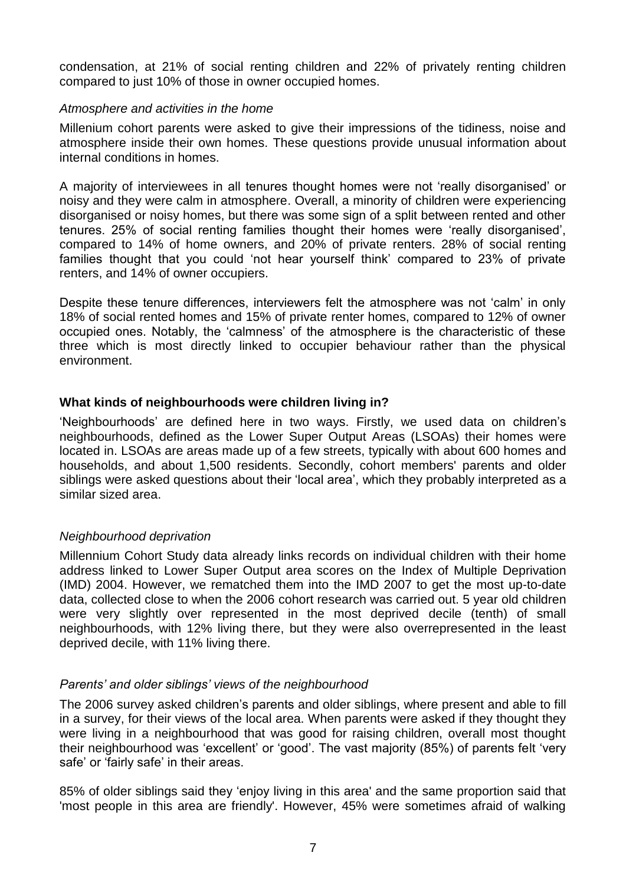condensation, at 21% of social renting children and 22% of privately renting children compared to just 10% of those in owner occupied homes.

*Atmosphere and activities in the home*

Millenium cohort parents were asked to give their impressions of the tidiness, noise and atmosphere inside their own homes. These questions provide unusual information about internal conditions in homes.

A majority of interviewees in all tenures thought homes were not 'really disorganised' or noisy and they were calm in atmosphere. Overall, a minority of children were experiencing disorganised or noisy homes, but there was some sign of a split between rented and other tenures. 25% of social renting families thought their homes were 'really disorganised', compared to 14% of home owners, and 20% of private renters. 28% of social renting families thought that you could 'not hear yourself think' compared to 23% of private renters, and 14% of owner occupiers.

Despite these tenure differences, interviewers felt the atmosphere was not 'calm' in only 18% of social rented homes and 15% of private renter homes, compared to 12% of owner occupied ones. Notably, the 'calmness' of the atmosphere is the characteristic of these three which is most directly linked to occupier behaviour rather than the physical environment.

**What kinds of neighbourhoods were children living in?**

'Neighbourhoods' are defined here in two ways. Firstly, we used data on children's neighbourhoods, defined as the Lower Super Output Areas (LSOAs) their homes were located in. LSOAs are areas made up of a few streets, typically with about 600 homes and households, and about 1,500 residents. Secondly, cohort members' parents and older siblings were asked questions about their 'local area', which they probably interpreted as a similar sized area.

*Neighbourhood deprivation*

Millennium Cohort Study data already links records on individual children with their home address linked to Lower Super Output area scores on the Index of Multiple Deprivation (IMD) 2004. However, we rematched them into the IMD 2007 to get the most up-to-date data, collected close to when the 2006 cohort research was carried out. 5 year old children were very slightly over represented in the most deprived decile (tenth) of small neighbourhoods, with 12% living there, but they were also overrepresented in the least deprived decile, with 11% living there.

*Parents' and older siblings' views of the neighbourhood*

The 2006 survey asked children's parents and older siblings, where present and able to fill in a survey, for their views of the local area. When parents were asked if they thought they were living in a neighbourhood that was good for raising children, overall most thought their neighbourhood was 'excellent' or 'good'. The vast majority (85%) of parents felt 'very safe' or 'fairly safe' in their areas.

85% of older siblings said they 'enjoy living in this area' and the same proportion said that 'most people in this area are friendly'. However, 45% were sometimes afraid of walking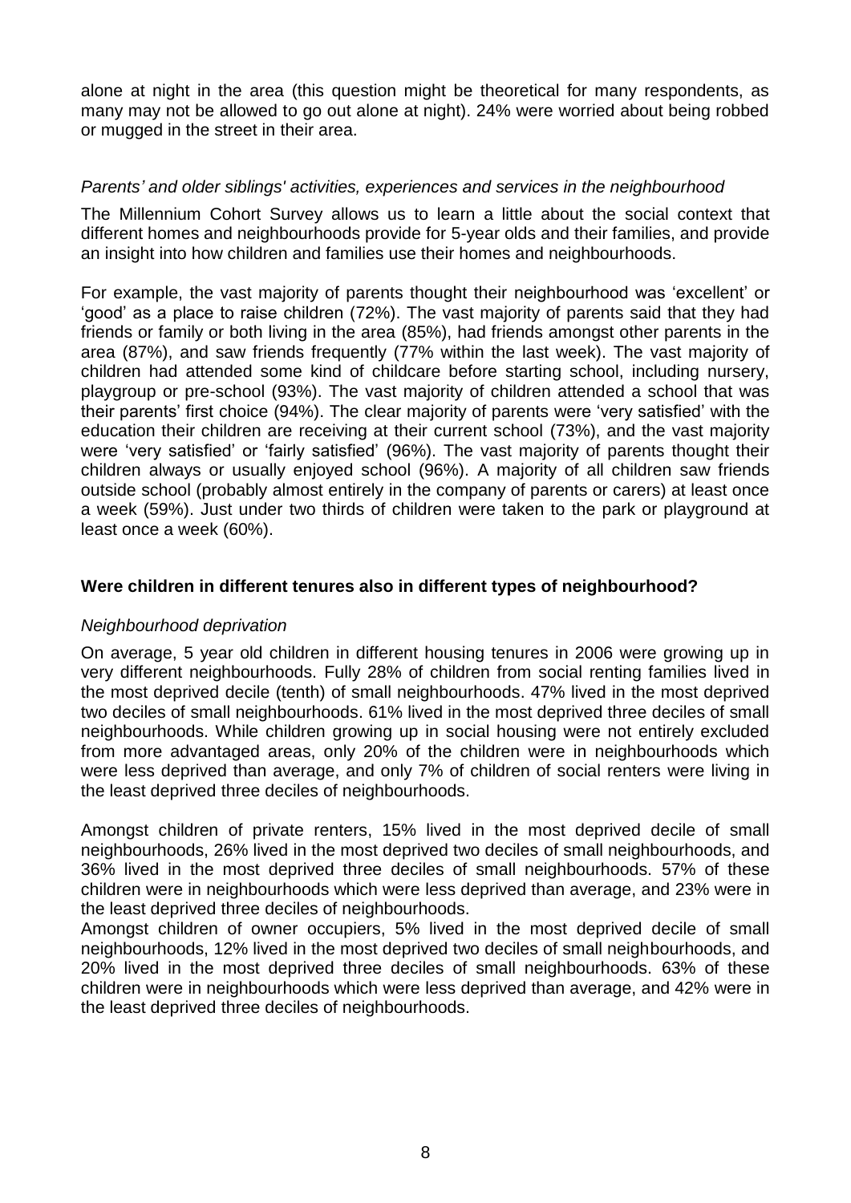alone at night in the area (this question might be theoretical for many respondents, as many may not be allowed to go out alone at night). 24% were worried about being robbed or mugged in the street in their area.

*Parents' and older siblings' activities, experiences and services in the neighbourhood*

The Millennium Cohort Survey allows us to learn a little about the social context that different homes and neighbourhoods provide for 5-year olds and their families, and provide an insight into how children and families use their homes and neighbourhoods.

For example, the vast majority of parents thought their neighbourhood was 'excellent' or 'good' as a place to raise children (72%). The vast majority of parents said that they had friends or family or both living in the area (85%), had friends amongst other parents in the area (87%), and saw friends frequently (77% within the last week). The vast majority of children had attended some kind of childcare before starting school, including nursery, playgroup or pre-school (93%). The vast majority of children attended a school that was their parents' first choice (94%). The clear majority of parents were 'very satisfied' with the education their children are receiving at their current school (73%), and the vast majority were 'very satisfied' or 'fairly satisfied' (96%). The vast majority of parents thought their children always or usually enjoyed school (96%). A majority of all children saw friends outside school (probably almost entirely in the company of parents or carers) at least once a week (59%). Just under two thirds of children were taken to the park or playground at least once a week (60%).

**Were children in different tenures also in different types of neighbourhood?**

*Neighbourhood deprivation*

On average, 5 year old children in different housing tenures in 2006 were growing up in very different neighbourhoods. Fully 28% of children from social renting families lived in the most deprived decile (tenth) of small neighbourhoods. 47% lived in the most deprived two deciles of small neighbourhoods. 61% lived in the most deprived three deciles of small neighbourhoods. While children growing up in social housing were not entirely excluded from more advantaged areas, only 20% of the children were in neighbourhoods which were less deprived than average, and only 7% of children of social renters were living in the least deprived three deciles of neighbourhoods.

Amongst children of private renters, 15% lived in the most deprived decile of small neighbourhoods, 26% lived in the most deprived two deciles of small neighbourhoods, and 36% lived in the most deprived three deciles of small neighbourhoods. 57% of these children were in neighbourhoods which were less deprived than average, and 23% were in the least deprived three deciles of neighbourhoods.

Amongst children of owner occupiers, 5% lived in the most deprived decile of small neighbourhoods, 12% lived in the most deprived two deciles of small neighbourhoods, and 20% lived in the most deprived three deciles of small neighbourhoods. 63% of these children were in neighbourhoods which were less deprived than average, and 42% were in the least deprived three deciles of neighbourhoods.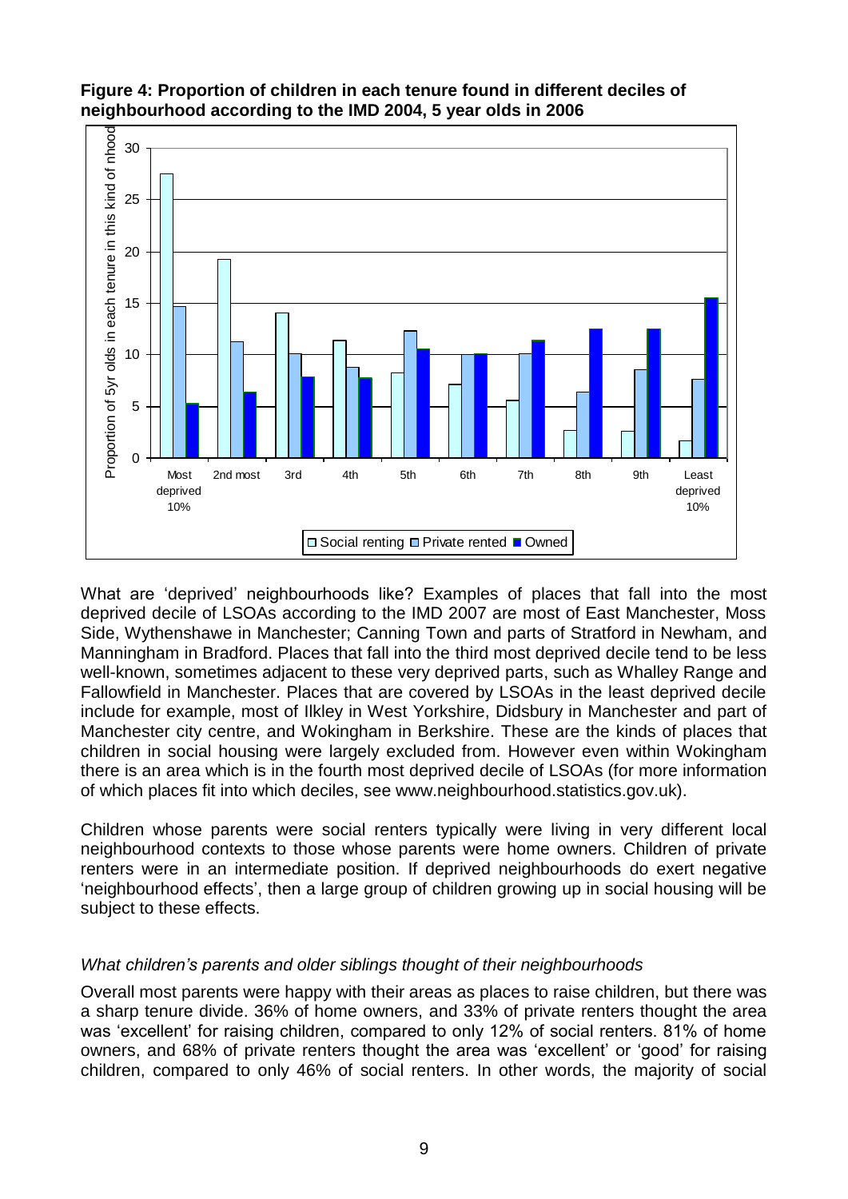**Figure 4: Proportion of children in each tenure found in different deciles of neighbourhood according to the IMD 2004, 5 year olds in 2006**

Proportion of 5yr olds in each tenure in this kind of nhood

30
25
20
15
10
5
0

Most deprived 10%
2nd most
3rd
4th
5th
6th
7th
8th
9th
Least deprived 10%

Social renting
Private rented
Owned

What are 'deprived' neighbourhoods like? Examples of places that fall into the most deprived decile of LSOAs according to the IMD 2007 are most of East Manchester, Moss Side, Wythenshawe in Manchester; Canning Town and parts of Stratford in Newham, and Manningham in Bradford. Places that fall into the third most deprived decile tend to be less well-known, sometimes adjacent to these very deprived parts, such as Whalley Range and Fallowfield in Manchester. Places that are covered by LSOAs in the least deprived decile include for example, most of Ilkley in West Yorkshire, Didsbury in Manchester and part of Manchester city centre, and Wokingham in Berkshire. These are the kinds of places that children in social housing were largely excluded from. However even within Wokingham there is an area which is in the fourth most deprived decile of LSOAs (for more information of which places fit into which deciles, see www.neighbourhood.statistics.gov.uk).

Children whose parents were social renters typically were living in very different local neighbourhood contexts to those whose parents were home owners. Children of private renters were in an intermediate position. If deprived neighbourhoods do exert negative 'neighbourhood effects', then a large group of children growing up in social housing will be subject to these effects.

*What children's parents and older siblings thought of their neighbourhoods*

Overall most parents were happy with their areas as places to raise children, but there was a sharp tenure divide. 36% of home owners, and 33% of private renters thought the area was 'excellent' for raising children, compared to only 12% of social renters. 81% of home owners, and 68% of private renters thought the area was 'excellent' or 'good' for raising children, compared to only 46% of social renters. In other words, the majority of social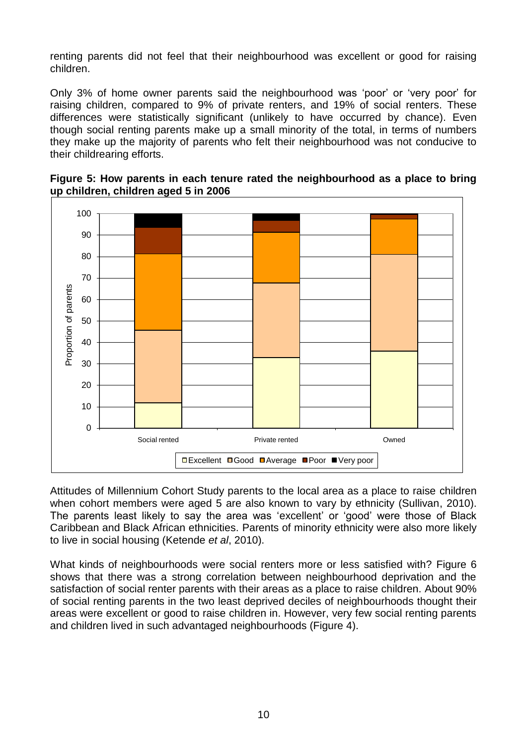renting parents did not feel that their neighbourhood was excellent or good for raising children.

Only 3% of home owner parents said the neighbourhood was 'poor' or 'very poor' for raising children, compared to 9% of private renters, and 19% of social renters. These differences were statistically significant (unlikely to have occurred by chance). Even though social renting parents make up a small minority of the total, in terms of numbers they make up the majority of parents who felt their neighbourhood was not conducive to their childrearing efforts.

**Figure 5: How parents in each tenure rated the neighbourhood as a place to bring up children, children aged 5 in 2006**

Proportion of parents

100
90
80
70
60
50
40
30
20
10
0

Social rented
Private rented
Owned

Excellent Good Average Poor Very poor

Attitudes of Millennium Cohort Study parents to the local area as a place to raise children when cohort members were aged 5 are also known to vary by ethnicity (Sullivan, 2010). The parents least likely to say the area was 'excellent' or 'good' were those of Black Caribbean and Black African ethnicities. Parents of minority ethnicity were also more likely to live in social housing (Ketende *et al*, 2010).

What kinds of neighbourhoods were social renters more or less satisfied with? Figure 6 shows that there was a strong correlation between neighbourhood deprivation and the satisfaction of social renter parents with their areas as a place to raise children. About 90% of social renting parents in the two least deprived deciles of neighbourhoods thought their areas were excellent or good to raise children in. However, very few social renting parents and children lived in such advantaged neighbourhoods (Figure 4).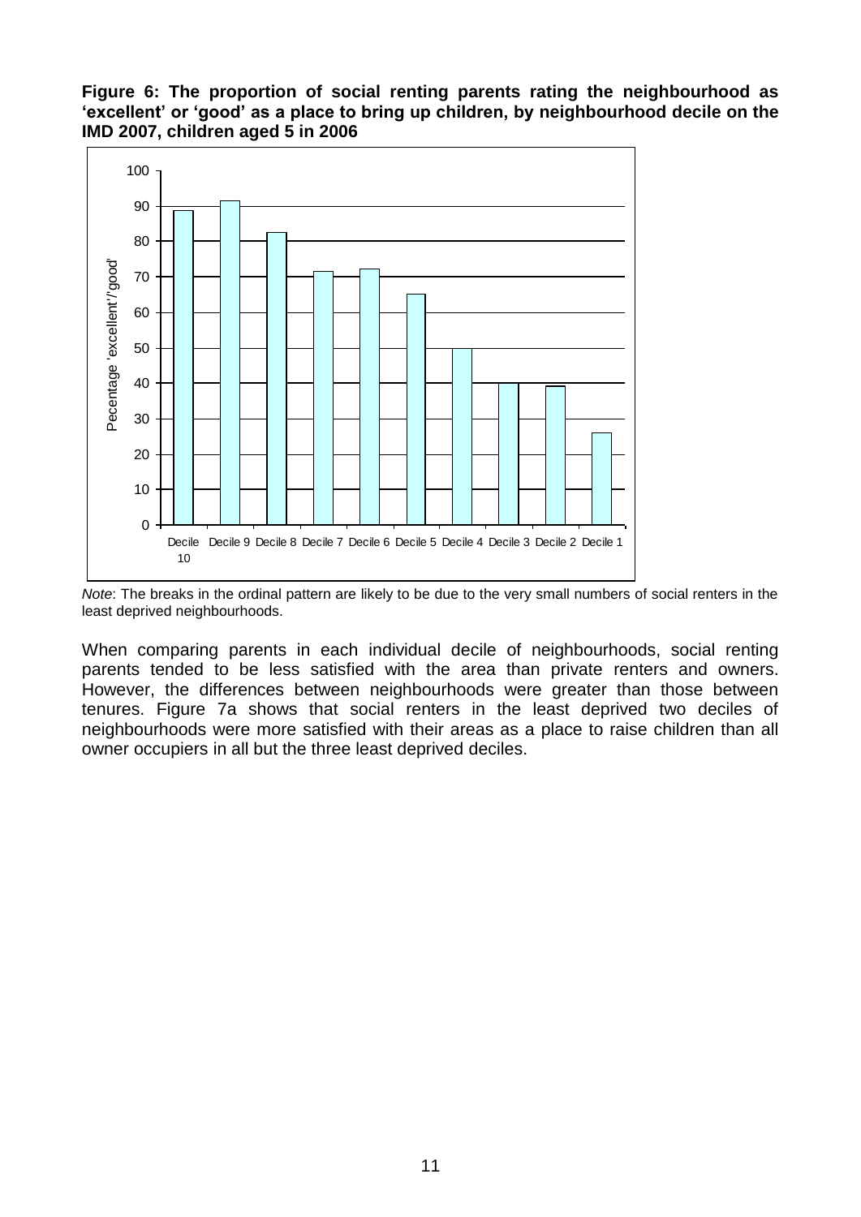**Figure 6: The proportion of social renting parents rating the neighbourhood as 'excellent' or 'good' as a place to bring up children, by neighbourhood decile on the IMD 2007, children aged 5 in 2006**

*Note*: The breaks in the ordinal pattern are likely to be due to the very small numbers of social renters in the least deprived neighbourhoods.

When comparing parents in each individual decile of neighbourhoods, social renting parents tended to be less satisfied with the area than private renters and owners. However, the differences between neighbourhoods were greater than those between tenures. Figure 7a shows that social renters in the least deprived two deciles of neighbourhoods were more satisfied with their areas as a place to raise children than all owner occupiers in all but the three least deprived deciles.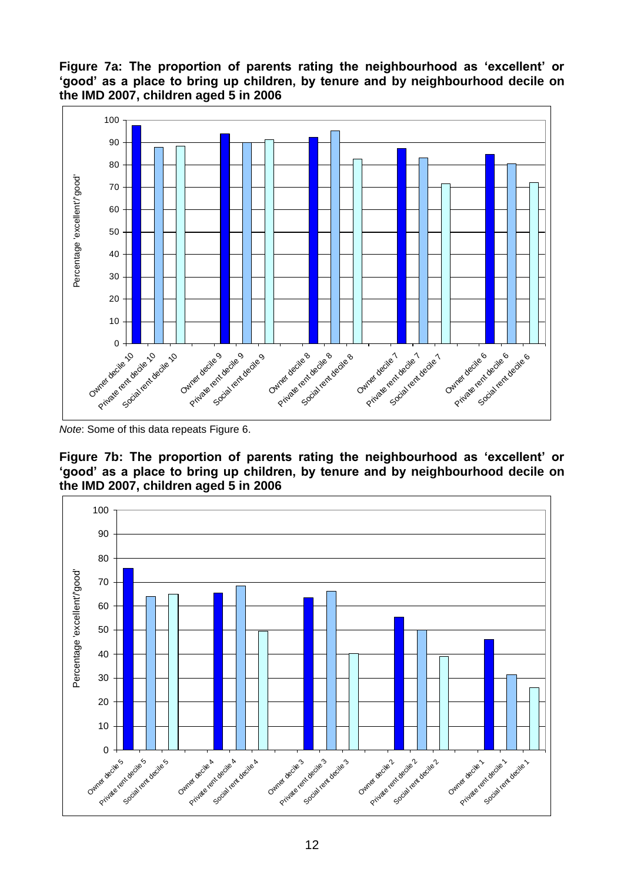**Figure 7a: The proportion of parents rating the neighbourhood as 'excellent' or 'good' as a place to bring up children, by tenure and by neighbourhood decile on the IMD 2007, children aged 5 in 2006**

Percentage 'excellent'/'good'

100
90
80
70
60
50
40
30
20
10
0

Owner decile 10
Private rent decile 10
Social rent decile 10
Owner decile 9
Private rent decile 9
Social rent decile 9
Owner decile 8
Private rent decile 8
Social rent decile 8
Owner decile 7
Private rent decile 7
Social rent decile 7
Owner decile 6
Private rent decile 6
Social rent decile 6

*Note*: Some of this data repeats Figure 6.

**Figure 7b: The proportion of parents rating the neighbourhood as 'excellent' or 'good' as a place to bring up children, by tenure and by neighbourhood decile on the IMD 2007, children aged 5 in 2006**

Percentage 'excellent'/'good'

100
90
80
70
60
50
40
30
20
10
0

Owner decile 5
Private rent decile 5
Social rent decile 5
Owner decile 4
Private rent decile 4
Social rent decile 4
Owner decile 3
Private rent decile 3
Social rent decile 3
Owner decile 2
Private rent decile 2
Social rent decile 2
Owner decile 1
Private rent decile 1
Social rent decile 1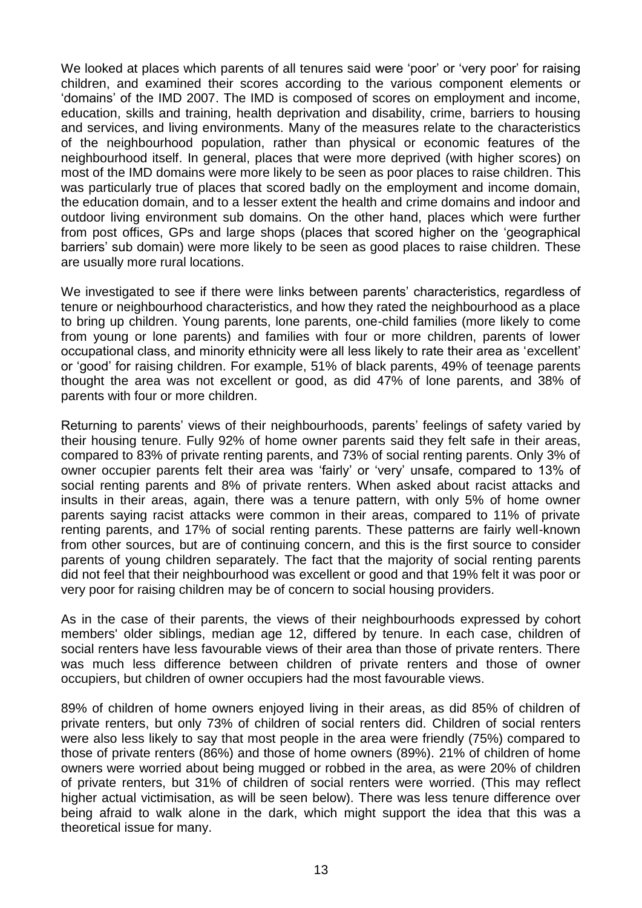We looked at places which parents of all tenures said were 'poor' or 'very poor' for raising children, and examined their scores according to the various component elements or 'domains' of the IMD 2007. The IMD is composed of scores on employment and income, education, skills and training, health deprivation and disability, crime, barriers to housing and services, and living environments. Many of the measures relate to the characteristics of the neighbourhood population, rather than physical or economic features of the neighbourhood itself. In general, places that were more deprived (with higher scores) on most of the IMD domains were more likely to be seen as poor places to raise children. This was particularly true of places that scored badly on the employment and income domain, the education domain, and to a lesser extent the health and crime domains and indoor and outdoor living environment sub domains. On the other hand, places which were further from post offices, GPs and large shops (places that scored higher on the 'geographical barriers' sub domain) were more likely to be seen as good places to raise children. These are usually more rural locations.

We investigated to see if there were links between parents' characteristics, regardless of tenure or neighbourhood characteristics, and how they rated the neighbourhood as a place to bring up children. Young parents, lone parents, one-child families (more likely to come from young or lone parents) and families with four or more children, parents of lower occupational class, and minority ethnicity were all less likely to rate their area as 'excellent' or 'good' for raising children. For example, 51% of black parents, 49% of teenage parents thought the area was not excellent or good, as did 47% of lone parents, and 38% of parents with four or more children.

Returning to parents' views of their neighbourhoods, parents' feelings of safety varied by their housing tenure. Fully 92% of home owner parents said they felt safe in their areas, compared to 83% of private renting parents, and 73% of social renting parents. Only 3% of owner occupier parents felt their area was 'fairly' or 'very' unsafe, compared to 13% of social renting parents and 8% of private renters. When asked about racist attacks and insults in their areas, again, there was a tenure pattern, with only 5% of home owner parents saying racist attacks were common in their areas, compared to 11% of private renting parents, and 17% of social renting parents. These patterns are fairly well-known from other sources, but are of continuing concern, and this is the first source to consider parents of young children separately. The fact that the majority of social renting parents did not feel that their neighbourhood was excellent or good and that 19% felt it was poor or very poor for raising children may be of concern to social housing providers.

As in the case of their parents, the views of their neighbourhoods expressed by cohort members' older siblings, median age 12, differed by tenure. In each case, children of social renters have less favourable views of their area than those of private renters. There was much less difference between children of private renters and those of owner occupiers, but children of owner occupiers had the most favourable views.

89% of children of home owners enjoyed living in their areas, as did 85% of children of private renters, but only 73% of children of social renters did. Children of social renters were also less likely to say that most people in the area were friendly (75%) compared to those of private renters (86%) and those of home owners (89%). 21% of children of home owners were worried about being mugged or robbed in the area, as were 20% of children of private renters, but 31% of children of social renters were worried. (This may reflect higher actual victimisation, as will be seen below). There was less tenure difference over being afraid to walk alone in the dark, which might support the idea that this was a theoretical issue for many.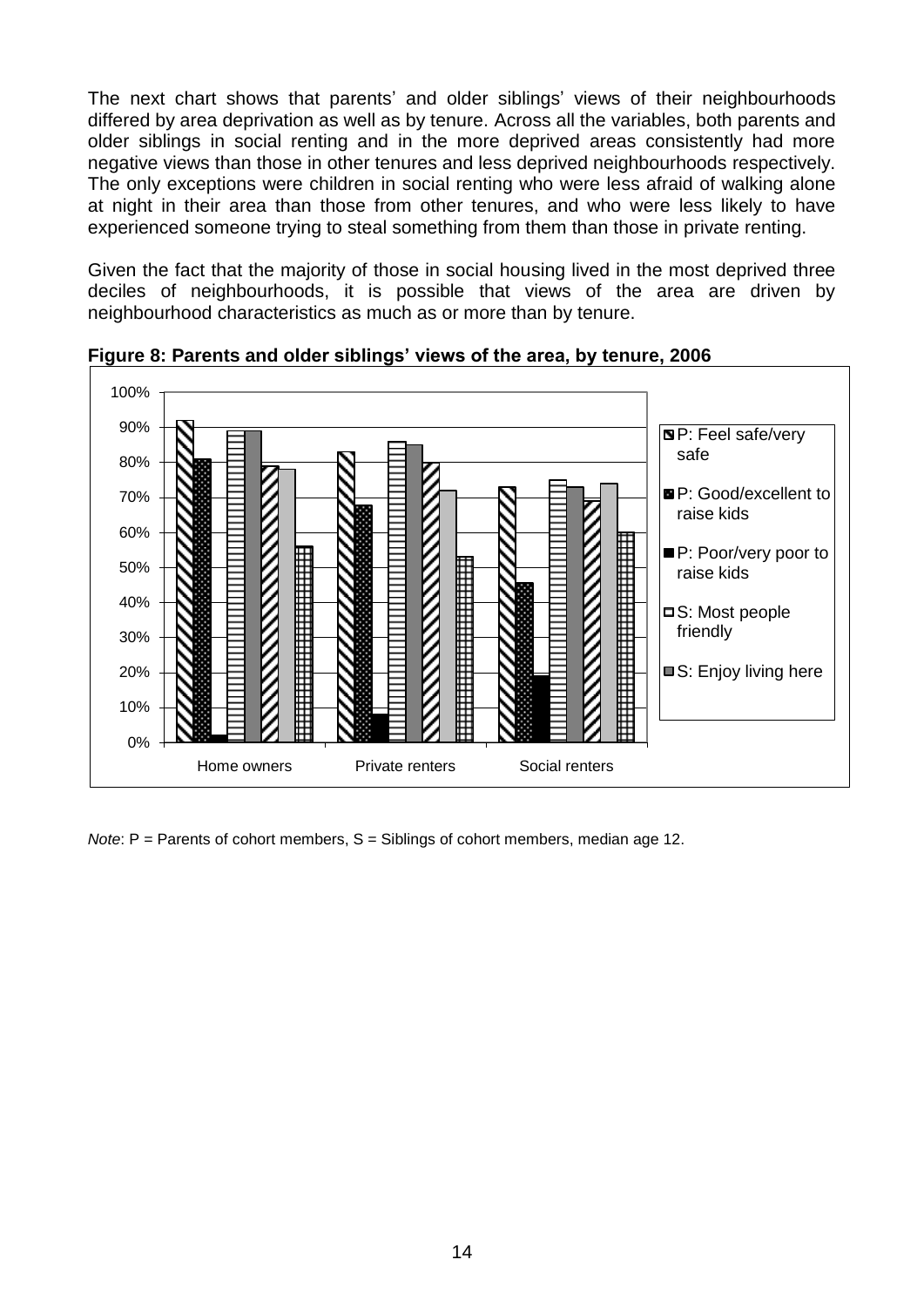The next chart shows that parents' and older siblings' views of their neighbourhoods differed by area deprivation as well as by tenure. Across all the variables, both parents and older siblings in social renting and in the more deprived areas consistently had more negative views than those in other tenures and less deprived neighbourhoods respectively. The only exceptions were children in social renting who were less afraid of walking alone at night in their area than those from other tenures, and who were less likely to have experienced someone trying to steal something from them than those in private renting.

Given the fact that the majority of those in social housing lived in the most deprived three deciles of neighbourhoods, it is possible that views of the area are driven by neighbourhood characteristics as much as or more than by tenure.

**Figure 8: Parents and older siblings' views of the area, by tenure, 2006**

100%
90%
80%
70%
60%
50%
40%
30%
20%
10%
0%

Home owners
Private renters
Social renters

P: Feel safe/very safe
P: Good/excellent to raise kids
P: Poor/very poor to raise kids
S: Most people friendly
S: Enjoy living here

*Note*: P = Parents of cohort members, S = Siblings of cohort members, median age 12.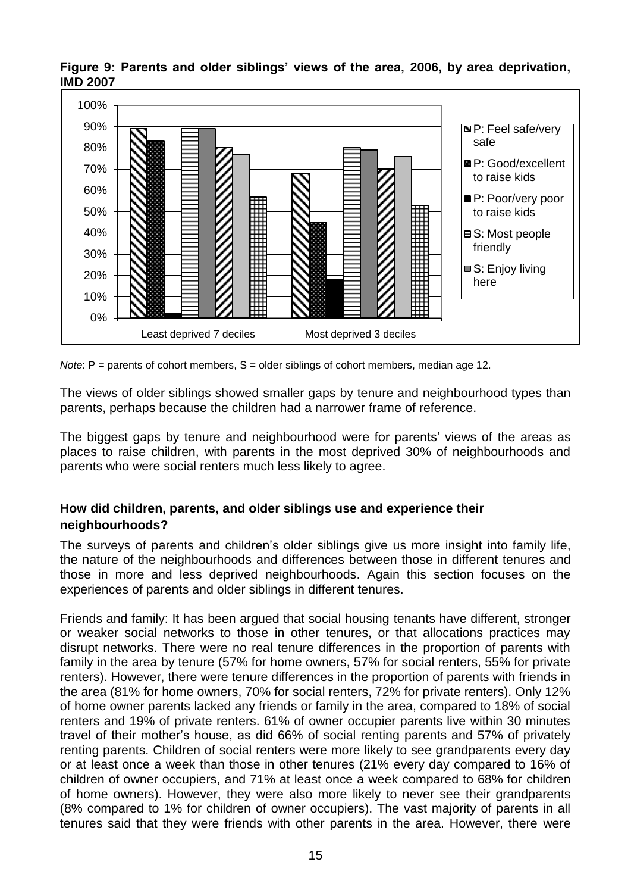**Figure 9: Parents and older siblings' views of the area, 2006, by area deprivation, IMD 2007**

*Note*: P = parents of cohort members, S = older siblings of cohort members, median age 12.

The views of older siblings showed smaller gaps by tenure and neighbourhood types than parents, perhaps because the children had a narrower frame of reference.

The biggest gaps by tenure and neighbourhood were for parents' views of the areas as places to raise children, with parents in the most deprived 30% of neighbourhoods and parents who were social renters much less likely to agree.

### How did children, parents, and older siblings use and experience their neighbourhoods?

The surveys of parents and children's older siblings give us more insight into family life, the nature of the neighbourhoods and differences between those in different tenures and those in more and less deprived neighbourhoods. Again this section focuses on the experiences of parents and older siblings in different tenures.

Friends and family: It has been argued that social housing tenants have different, stronger or weaker social networks to those in other tenures, or that allocations practices may disrupt networks. There were no real tenure differences in the proportion of parents with family in the area by tenure (57% for home owners, 57% for social renters, 55% for private renters). However, there were tenure differences in the proportion of parents with friends in the area (81% for home owners, 70% for social renters, 72% for private renters). Only 12% of home owner parents lacked any friends or family in the area, compared to 18% of social renters and 19% of private renters. 61% of owner occupier parents live within 30 minutes travel of their mother's house, as did 66% of social renting parents and 57% of privately renting parents. Children of social renters were more likely to see grandparents every day or at least once a week than those in other tenures (21% every day compared to 16% of children of owner occupiers, and 71% at least once a week compared to 68% for children of home owners). However, they were also more likely to never see their grandparents (8% compared to 1% for children of owner occupiers). The vast majority of parents in all tenures said that they were friends with other parents in the area. However, there were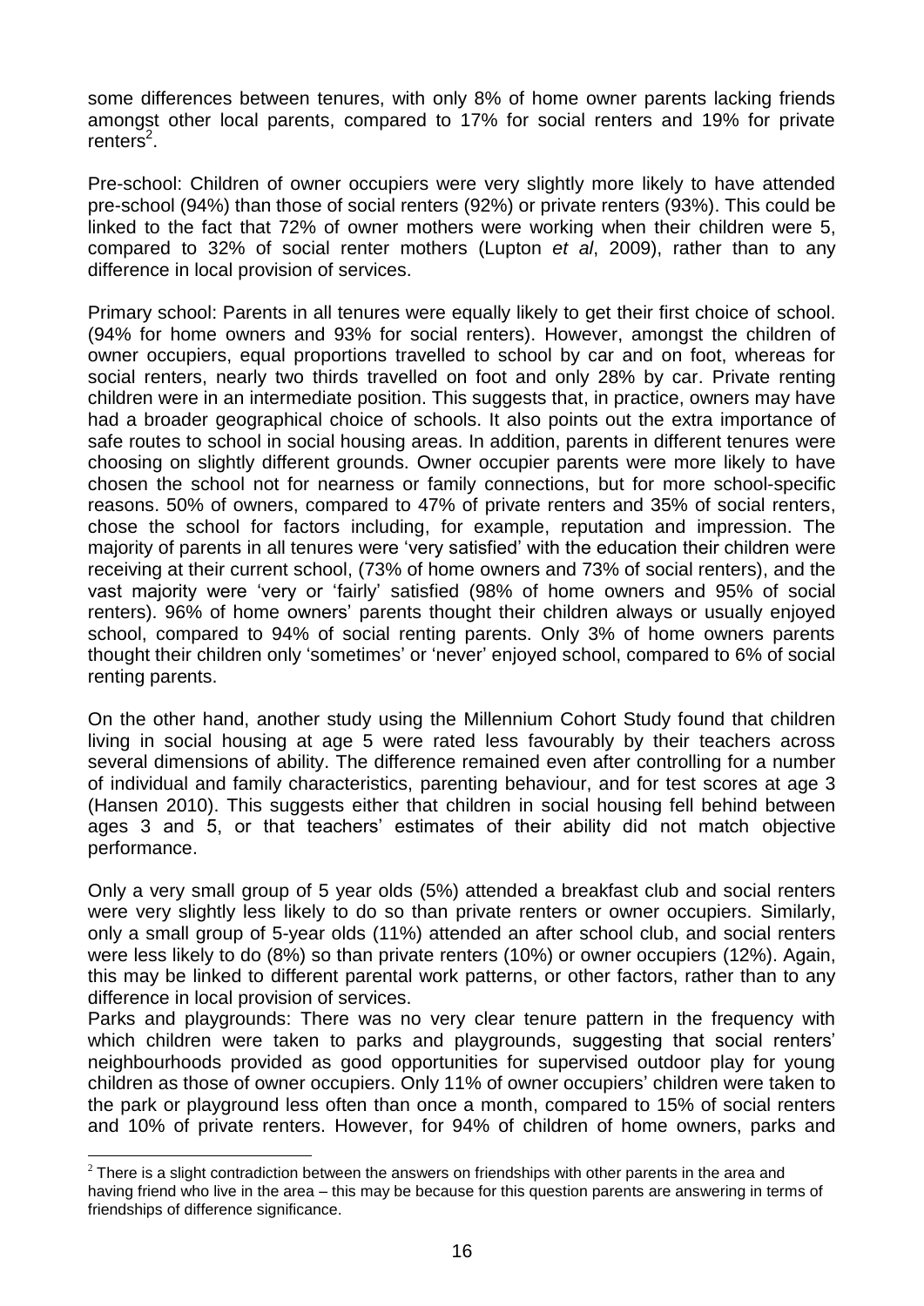some differences between tenures, with only 8% of home owner parents lacking friends amongst other local parents, compared to 17% for social renters and 19% for private renters[2].

Pre-school: Children of owner occupiers were very slightly more likely to have attended pre-school (94%) than those of social renters (92%) or private renters (93%). This could be linked to the fact that 72% of owner mothers were working when their children were 5, compared to 32% of social renter mothers (Lupton *et al*, 2009), rather than to any difference in local provision of services.

Primary school: Parents in all tenures were equally likely to get their first choice of school. (94% for home owners and 93% for social renters). However, amongst the children of owner occupiers, equal proportions travelled to school by car and on foot, whereas for social renters, nearly two thirds travelled on foot and only 28% by car. Private renting children were in an intermediate position. This suggests that, in practice, owners may have had a broader geographical choice of schools. It also points out the extra importance of safe routes to school in social housing areas. In addition, parents in different tenures were choosing on slightly different grounds. Owner occupier parents were more likely to have chosen the school not for nearness or family connections, but for more school-specific reasons. 50% of owners, compared to 47% of private renters and 35% of social renters, chose the school for factors including, for example, reputation and impression. The majority of parents in all tenures were 'very satisfied' with the education their children were receiving at their current school, (73% of home owners and 73% of social renters), and the vast majority were 'very or 'fairly' satisfied (98% of home owners and 95% of social renters). 96% of home owners' parents thought their children always or usually enjoyed school, compared to 94% of social renting parents. Only 3% of home owners parents thought their children only 'sometimes' or 'never' enjoyed school, compared to 6% of social renting parents.

On the other hand, another study using the Millennium Cohort Study found that children living in social housing at age 5 were rated less favourably by their teachers across several dimensions of ability. The difference remained even after controlling for a number of individual and family characteristics, parenting behaviour, and for test scores at age 3 (Hansen 2010). This suggests either that children in social housing fell behind between ages 3 and 5, or that teachers' estimates of their ability did not match objective performance.

Only a very small group of 5 year olds (5%) attended a breakfast club and social renters were very slightly less likely to do so than private renters or owner occupiers. Similarly, only a small group of 5-year olds (11%) attended an after school club, and social renters were less likely to do (8%) so than private renters (10%) or owner occupiers (12%). Again, this may be linked to different parental work patterns, or other factors, rather than to any difference in local provision of services.

Parks and playgrounds: There was no very clear tenure pattern in the frequency with which children were taken to parks and playgrounds, suggesting that social renters' neighbourhoods provided as good opportunities for supervised outdoor play for young children as those of owner occupiers. Only 11% of owner occupiers' children were taken to the park or playground less often than once a month, compared to 15% of social renters and 10% of private renters. However, for 94% of children of home owners, parks and

[2] There is a slight contradiction between the answers on friendships with other parents in the area and having friend who live in the area – this may be because for this question parents are answering in terms of friendships of difference significance.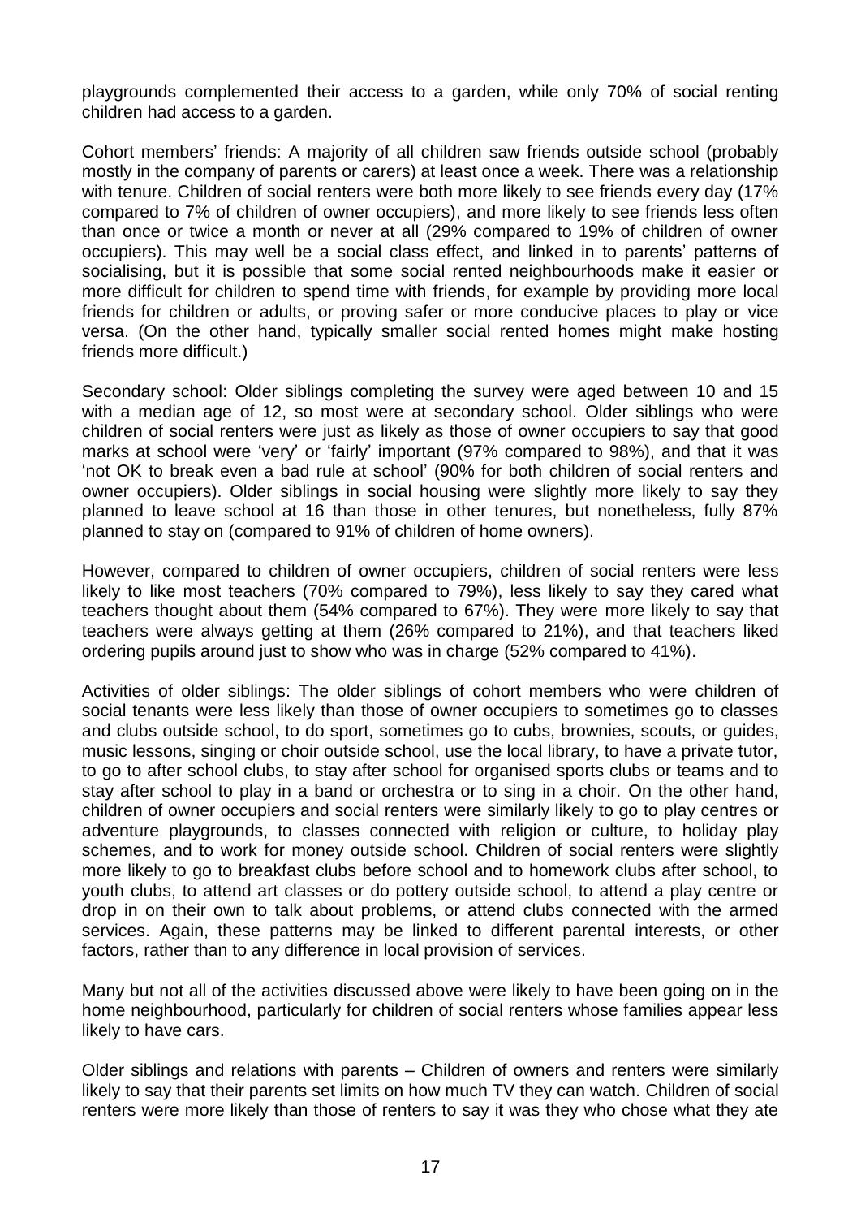playgrounds complemented their access to a garden, while only 70% of social renting children had access to a garden.

Cohort members' friends: A majority of all children saw friends outside school (probably mostly in the company of parents or carers) at least once a week. There was a relationship with tenure. Children of social renters were both more likely to see friends every day (17% compared to 7% of children of owner occupiers), and more likely to see friends less often than once or twice a month or never at all (29% compared to 19% of children of owner occupiers). This may well be a social class effect, and linked in to parents' patterns of socialising, but it is possible that some social rented neighbourhoods make it easier or more difficult for children to spend time with friends, for example by providing more local friends for children or adults, or proving safer or more conducive places to play or vice versa. (On the other hand, typically smaller social rented homes might make hosting friends more difficult.)

Secondary school: Older siblings completing the survey were aged between 10 and 15 with a median age of 12, so most were at secondary school. Older siblings who were children of social renters were just as likely as those of owner occupiers to say that good marks at school were 'very' or 'fairly' important (97% compared to 98%), and that it was 'not OK to break even a bad rule at school' (90% for both children of social renters and owner occupiers). Older siblings in social housing were slightly more likely to say they planned to leave school at 16 than those in other tenures, but nonetheless, fully 87% planned to stay on (compared to 91% of children of home owners).

However, compared to children of owner occupiers, children of social renters were less likely to like most teachers (70% compared to 79%), less likely to say they cared what teachers thought about them (54% compared to 67%). They were more likely to say that teachers were always getting at them (26% compared to 21%), and that teachers liked ordering pupils around just to show who was in charge (52% compared to 41%).

Activities of older siblings: The older siblings of cohort members who were children of social tenants were less likely than those of owner occupiers to sometimes go to classes and clubs outside school, to do sport, sometimes go to cubs, brownies, scouts, or guides, music lessons, singing or choir outside school, use the local library, to have a private tutor, to go to after school clubs, to stay after school for organised sports clubs or teams and to stay after school to play in a band or orchestra or to sing in a choir. On the other hand, children of owner occupiers and social renters were similarly likely to go to play centres or adventure playgrounds, to classes connected with religion or culture, to holiday play schemes, and to work for money outside school. Children of social renters were slightly more likely to go to breakfast clubs before school and to homework clubs after school, to youth clubs, to attend art classes or do pottery outside school, to attend a play centre or drop in on their own to talk about problems, or attend clubs connected with the armed services. Again, these patterns may be linked to different parental interests, or other factors, rather than to any difference in local provision of services.

Many but not all of the activities discussed above were likely to have been going on in the home neighbourhood, particularly for children of social renters whose families appear less likely to have cars.

Older siblings and relations with parents – Children of owners and renters were similarly likely to say that their parents set limits on how much TV they can watch. Children of social renters were more likely than those of renters to say it was they who chose what they ate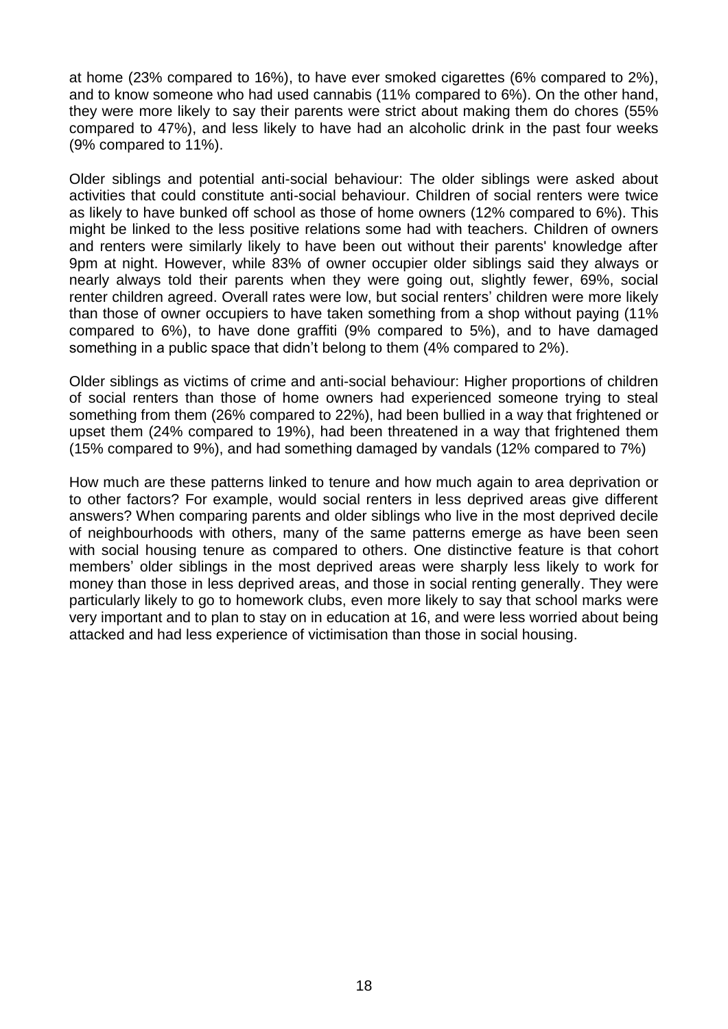at home (23% compared to 16%), to have ever smoked cigarettes (6% compared to 2%), and to know someone who had used cannabis (11% compared to 6%). On the other hand, they were more likely to say their parents were strict about making them do chores (55% compared to 47%), and less likely to have had an alcoholic drink in the past four weeks (9% compared to 11%).

Older siblings and potential anti-social behaviour: The older siblings were asked about activities that could constitute anti-social behaviour. Children of social renters were twice as likely to have bunked off school as those of home owners (12% compared to 6%). This might be linked to the less positive relations some had with teachers. Children of owners and renters were similarly likely to have been out without their parents' knowledge after 9pm at night. However, while 83% of owner occupier older siblings said they always or nearly always told their parents when they were going out, slightly fewer, 69%, social renter children agreed. Overall rates were low, but social renters' children were more likely than those of owner occupiers to have taken something from a shop without paying (11% compared to 6%), to have done graffiti (9% compared to 5%), and to have damaged something in a public space that didn't belong to them (4% compared to 2%).

Older siblings as victims of crime and anti-social behaviour: Higher proportions of children of social renters than those of home owners had experienced someone trying to steal something from them (26% compared to 22%), had been bullied in a way that frightened or upset them (24% compared to 19%), had been threatened in a way that frightened them (15% compared to 9%), and had something damaged by vandals (12% compared to 7%)

How much are these patterns linked to tenure and how much again to area deprivation or to other factors? For example, would social renters in less deprived areas give different answers? When comparing parents and older siblings who live in the most deprived decile of neighbourhoods with others, many of the same patterns emerge as have been seen with social housing tenure as compared to others. One distinctive feature is that cohort members' older siblings in the most deprived areas were sharply less likely to work for money than those in less deprived areas, and those in social renting generally. They were particularly likely to go to homework clubs, even more likely to say that school marks were very important and to plan to stay on in education at 16, and were less worried about being attacked and had less experience of victimisation than those in social housing.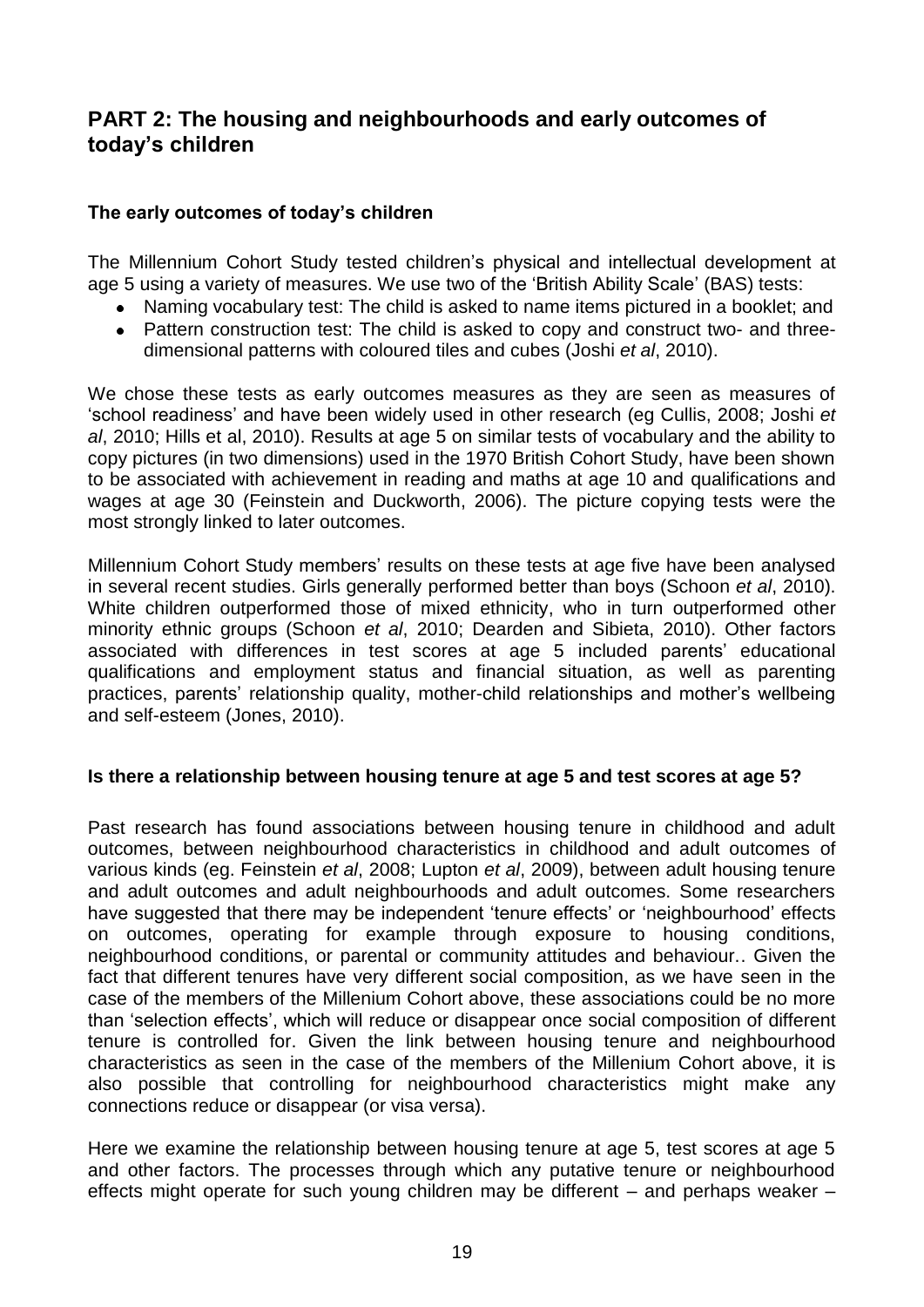## PART 2: The housing and neighbourhoods and early outcomes of today's children

### The early outcomes of today's children

The Millennium Cohort Study tested children's physical and intellectual development at age 5 using a variety of measures. We use two of the 'British Ability Scale' (BAS) tests:

- Naming vocabulary test: The child is asked to name items pictured in a booklet; and
- Pattern construction test: The child is asked to copy and construct two- and three-dimensional patterns with coloured tiles and cubes (Joshi *et al*, 2010).

We chose these tests as early outcomes measures as they are seen as measures of 'school readiness' and have been widely used in other research (eg Cullis, 2008; Joshi *et al*, 2010; Hills et al, 2010). Results at age 5 on similar tests of vocabulary and the ability to copy pictures (in two dimensions) used in the 1970 British Cohort Study, have been shown to be associated with achievement in reading and maths at age 10 and qualifications and wages at age 30 (Feinstein and Duckworth, 2006). The picture copying tests were the most strongly linked to later outcomes.

Millennium Cohort Study members' results on these tests at age five have been analysed in several recent studies. Girls generally performed better than boys (Schoon *et al*, 2010). White children outperformed those of mixed ethnicity, who in turn outperformed other minority ethnic groups (Schoon *et al*, 2010; Dearden and Sibieta, 2010). Other factors associated with differences in test scores at age 5 included parents' educational qualifications and employment status and financial situation, as well as parenting practices, parents' relationship quality, mother-child relationships and mother's wellbeing and self-esteem (Jones, 2010).

### Is there a relationship between housing tenure at age 5 and test scores at age 5?

Past research has found associations between housing tenure in childhood and adult outcomes, between neighbourhood characteristics in childhood and adult outcomes of various kinds (eg. Feinstein *et al*, 2008; Lupton *et al*, 2009), between adult housing tenure and adult outcomes and adult neighbourhoods and adult outcomes. Some researchers have suggested that there may be independent 'tenure effects' or 'neighbourhood' effects on outcomes, operating for example through exposure to housing conditions, neighbourhood conditions, or parental or community attitudes and behaviour.. Given the fact that different tenures have very different social composition, as we have seen in the case of the members of the Millenium Cohort above, these associations could be no more than 'selection effects', which will reduce or disappear once social composition of different tenure is controlled for. Given the link between housing tenure and neighbourhood characteristics as seen in the case of the members of the Millenium Cohort above, it is also possible that controlling for neighbourhood characteristics might make any connections reduce or disappear (or visa versa).

Here we examine the relationship between housing tenure at age 5, test scores at age 5 and other factors. The processes through which any putative tenure or neighbourhood effects might operate for such young children may be different – and perhaps weaker –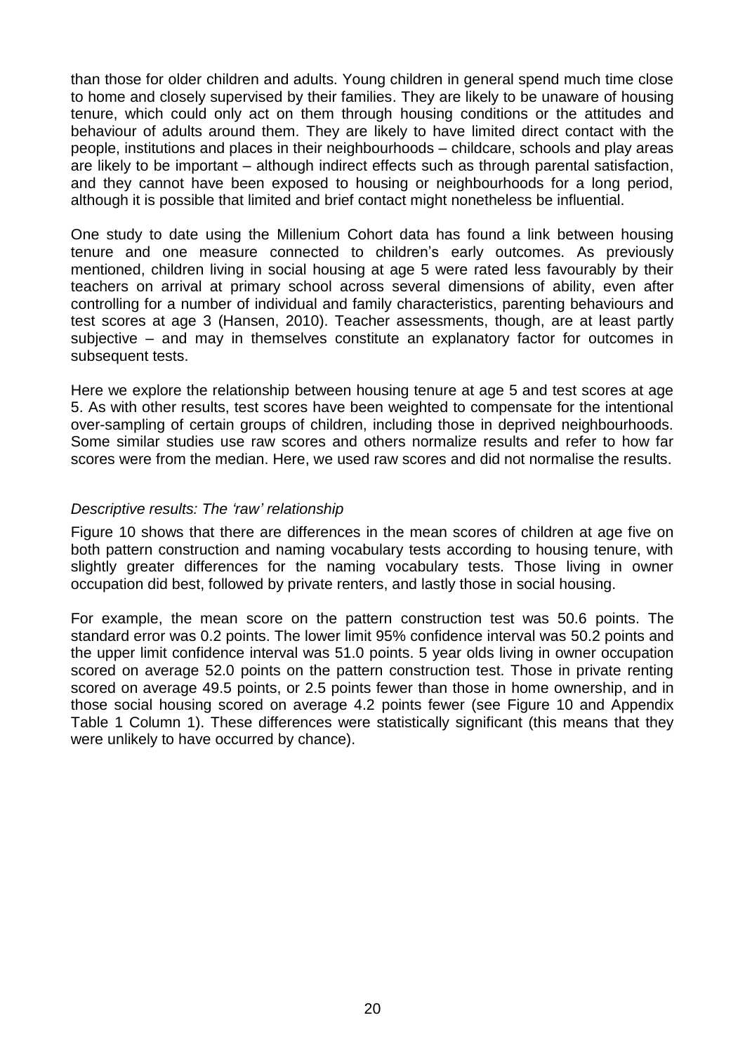than those for older children and adults. Young children in general spend much time close to home and closely supervised by their families. They are likely to be unaware of housing tenure, which could only act on them through housing conditions or the attitudes and behaviour of adults around them. They are likely to have limited direct contact with the people, institutions and places in their neighbourhoods – childcare, schools and play areas are likely to be important – although indirect effects such as through parental satisfaction, and they cannot have been exposed to housing or neighbourhoods for a long period, although it is possible that limited and brief contact might nonetheless be influential.

One study to date using the Millenium Cohort data has found a link between housing tenure and one measure connected to children's early outcomes. As previously mentioned, children living in social housing at age 5 were rated less favourably by their teachers on arrival at primary school across several dimensions of ability, even after controlling for a number of individual and family characteristics, parenting behaviours and test scores at age 3 (Hansen, 2010). Teacher assessments, though, are at least partly subjective – and may in themselves constitute an explanatory factor for outcomes in subsequent tests.

Here we explore the relationship between housing tenure at age 5 and test scores at age 5. As with other results, test scores have been weighted to compensate for the intentional over-sampling of certain groups of children, including those in deprived neighbourhoods. Some similar studies use raw scores and others normalize results and refer to how far scores were from the median. Here, we used raw scores and did not normalise the results.

### *Descriptive results: The 'raw' relationship*

Figure 10 shows that there are differences in the mean scores of children at age five on both pattern construction and naming vocabulary tests according to housing tenure, with slightly greater differences for the naming vocabulary tests. Those living in owner occupation did best, followed by private renters, and lastly those in social housing.

For example, the mean score on the pattern construction test was 50.6 points. The standard error was 0.2 points. The lower limit 95% confidence interval was 50.2 points and the upper limit confidence interval was 51.0 points. 5 year olds living in owner occupation scored on average 52.0 points on the pattern construction test. Those in private renting scored on average 49.5 points, or 2.5 points fewer than those in home ownership, and in those social housing scored on average 4.2 points fewer (see Figure 10 and Appendix Table 1 Column 1). These differences were statistically significant (this means that they were unlikely to have occurred by chance).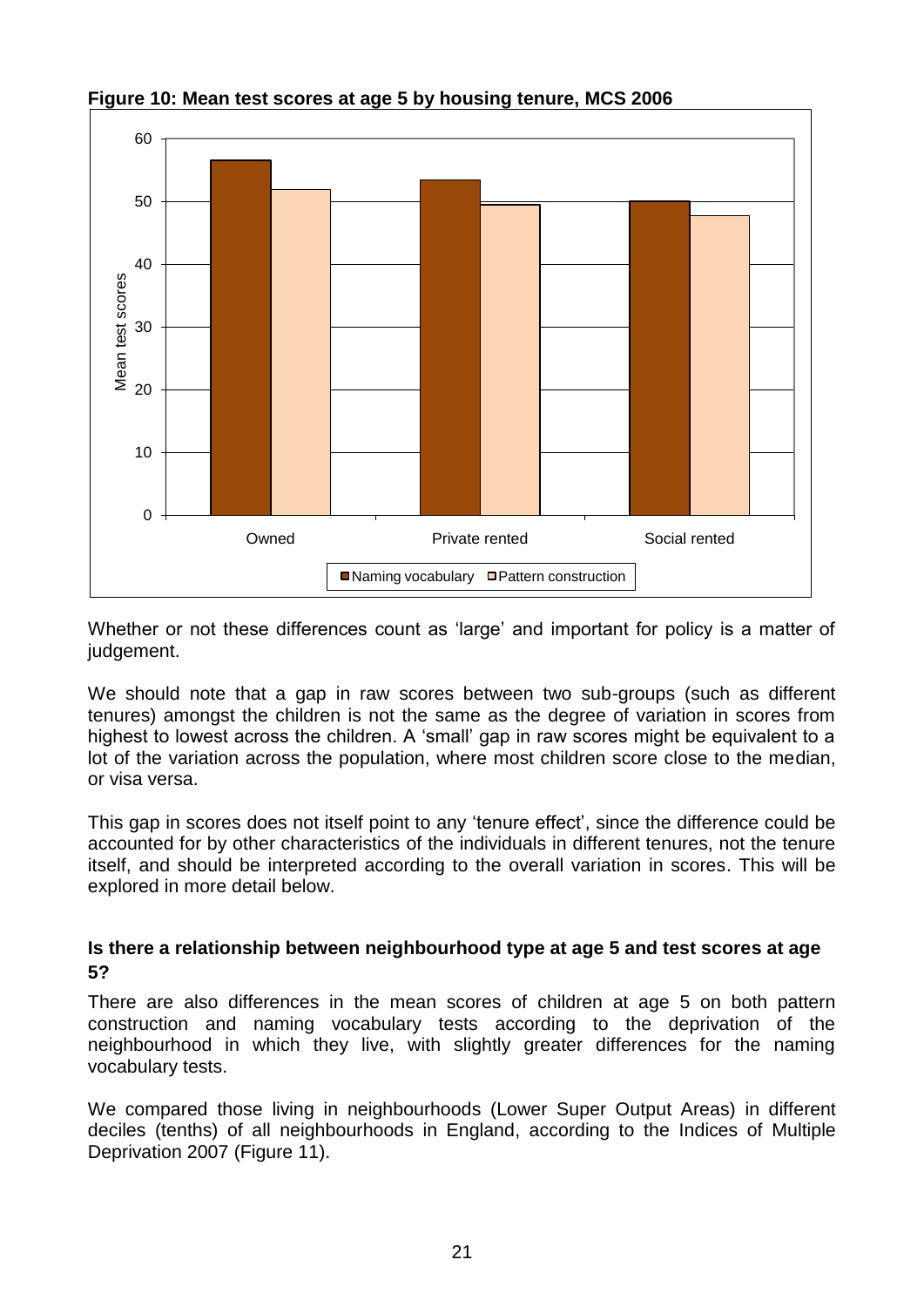**Figure 10: Mean test scores at age 5 by housing tenure, MCS 2006**

Mean test scores

60
50
40
30
20
10
0

Owned
Private rented
Social rented

Naming vocabulary
Pattern construction

Whether or not these differences count as 'large' and important for policy is a matter of judgement.

We should note that a gap in raw scores between two sub-groups (such as different tenures) amongst the children is not the same as the degree of variation in scores from highest to lowest across the children. A 'small' gap in raw scores might be equivalent to a lot of the variation across the population, where most children score close to the median, or visa versa.

This gap in scores does not itself point to any 'tenure effect', since the difference could be accounted for by other characteristics of the individuals in different tenures, not the tenure itself, and should be interpreted according to the overall variation in scores. This will be explored in more detail below.

### Is there a relationship between neighbourhood type at age 5 and test scores at age 5?

There are also differences in the mean scores of children at age 5 on both pattern construction and naming vocabulary tests according to the deprivation of the neighbourhood in which they live, with slightly greater differences for the naming vocabulary tests.

We compared those living in neighbourhoods (Lower Super Output Areas) in different deciles (tenths) of all neighbourhoods in England, according to the Indices of Multiple Deprivation 2007 (Figure 11).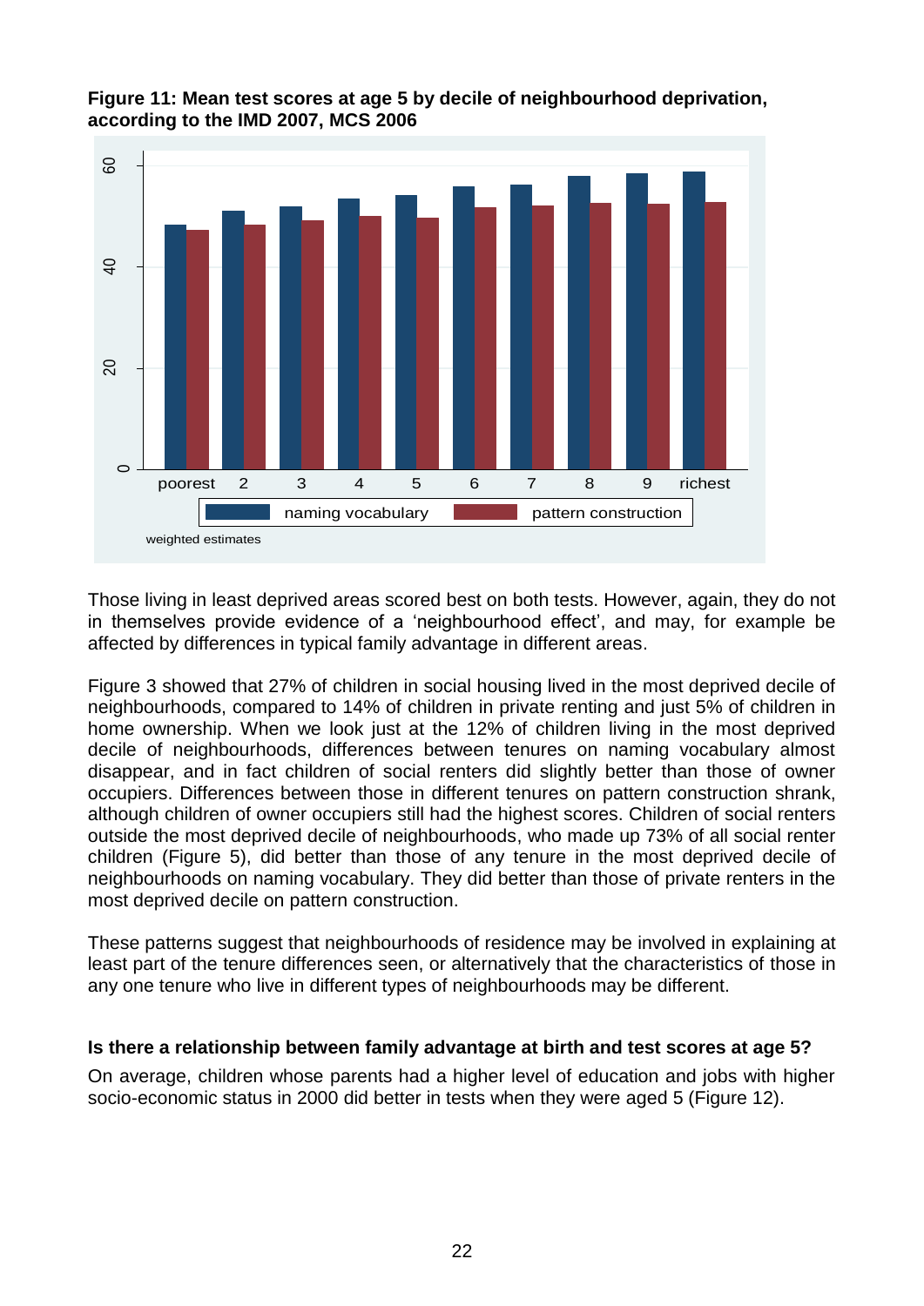**Figure 11: Mean test scores at age 5 by decile of neighbourhood deprivation, according to the IMD 2007, MCS 2006**

60
40
20
0
poorest 2 3 4 5 6 7 8 9 richest
naming vocabulary
pattern construction
weighted estimates

Those living in least deprived areas scored best on both tests. However, again, they do not in themselves provide evidence of a 'neighbourhood effect', and may, for example be affected by differences in typical family advantage in different areas.

Figure 3 showed that 27% of children in social housing lived in the most deprived decile of neighbourhoods, compared to 14% of children in private renting and just 5% of children in home ownership. When we look just at the 12% of children living in the most deprived decile of neighbourhoods, differences between tenures on naming vocabulary almost disappear, and in fact children of social renters did slightly better than those of owner occupiers. Differences between those in different tenures on pattern construction shrank, although children of owner occupiers still had the highest scores. Children of social renters outside the most deprived decile of neighbourhoods, who made up 73% of all social renter children (Figure 5), did better than those of any tenure in the most deprived decile of neighbourhoods on naming vocabulary. They did better than those of private renters in the most deprived decile on pattern construction.

These patterns suggest that neighbourhoods of residence may be involved in explaining at least part of the tenure differences seen, or alternatively that the characteristics of those in any one tenure who live in different types of neighbourhoods may be different.

**Is there a relationship between family advantage at birth and test scores at age 5?**

On average, children whose parents had a higher level of education and jobs with higher socio-economic status in 2000 did better in tests when they were aged 5 (Figure 12).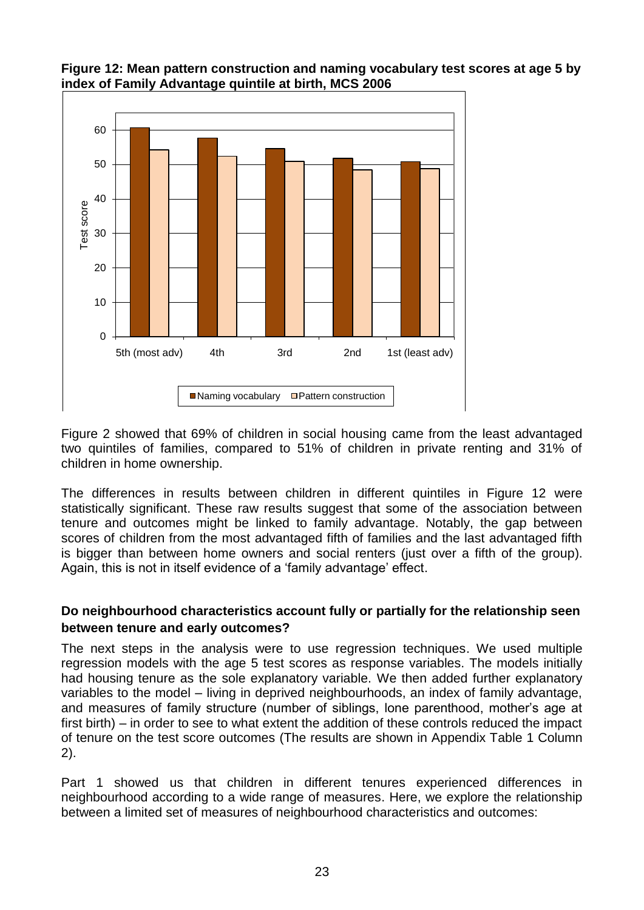**Figure 12: Mean pattern construction and naming vocabulary test scores at age 5 by index of Family Advantage quintile at birth, MCS 2006**

Figure 2 showed that 69% of children in social housing came from the least advantaged two quintiles of families, compared to 51% of children in private renting and 31% of children in home ownership.

The differences in results between children in different quintiles in Figure 12 were statistically significant. These raw results suggest that some of the association between tenure and outcomes might be linked to family advantage. Notably, the gap between scores of children from the most advantaged fifth of families and the last advantaged fifth is bigger than between home owners and social renters (just over a fifth of the group). Again, this is not in itself evidence of a 'family advantage' effect.

### Do neighbourhood characteristics account fully or partially for the relationship seen between tenure and early outcomes?

The next steps in the analysis were to use regression techniques. We used multiple regression models with the age 5 test scores as response variables. The models initially had housing tenure as the sole explanatory variable. We then added further explanatory variables to the model – living in deprived neighbourhoods, an index of family advantage, and measures of family structure (number of siblings, lone parenthood, mother's age at first birth) – in order to see to what extent the addition of these controls reduced the impact of tenure on the test score outcomes (The results are shown in Appendix Table 1 Column 2).

Part 1 showed us that children in different tenures experienced differences in neighbourhood according to a wide range of measures. Here, we explore the relationship between a limited set of measures of neighbourhood characteristics and outcomes: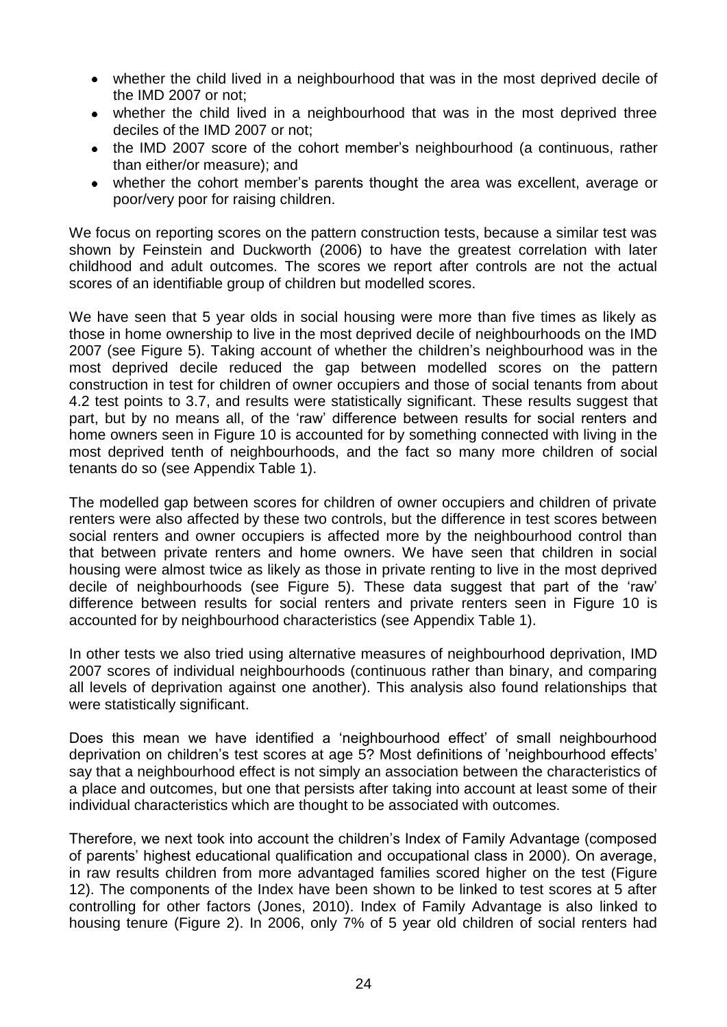- whether the child lived in a neighbourhood that was in the most deprived decile of the IMD 2007 or not;
- whether the child lived in a neighbourhood that was in the most deprived three deciles of the IMD 2007 or not;
- the IMD 2007 score of the cohort member's neighbourhood (a continuous, rather than either/or measure); and
- whether the cohort member's parents thought the area was excellent, average or poor/very poor for raising children.

We focus on reporting scores on the pattern construction tests, because a similar test was shown by Feinstein and Duckworth (2006) to have the greatest correlation with later childhood and adult outcomes. The scores we report after controls are not the actual scores of an identifiable group of children but modelled scores.

We have seen that 5 year olds in social housing were more than five times as likely as those in home ownership to live in the most deprived decile of neighbourhoods on the IMD 2007 (see Figure 5). Taking account of whether the children's neighbourhood was in the most deprived decile reduced the gap between modelled scores on the pattern construction in test for children of owner occupiers and those of social tenants from about 4.2 test points to 3.7, and results were statistically significant. These results suggest that part, but by no means all, of the 'raw' difference between results for social renters and home owners seen in Figure 10 is accounted for by something connected with living in the most deprived tenth of neighbourhoods, and the fact so many more children of social tenants do so (see Appendix Table 1).

The modelled gap between scores for children of owner occupiers and children of private renters were also affected by these two controls, but the difference in test scores between social renters and owner occupiers is affected more by the neighbourhood control than that between private renters and home owners. We have seen that children in social housing were almost twice as likely as those in private renting to live in the most deprived decile of neighbourhoods (see Figure 5). These data suggest that part of the 'raw' difference between results for social renters and private renters seen in Figure 10 is accounted for by neighbourhood characteristics (see Appendix Table 1).

In other tests we also tried using alternative measures of neighbourhood deprivation, IMD 2007 scores of individual neighbourhoods (continuous rather than binary, and comparing all levels of deprivation against one another). This analysis also found relationships that were statistically significant.

Does this mean we have identified a 'neighbourhood effect' of small neighbourhood deprivation on children's test scores at age 5? Most definitions of 'neighbourhood effects' say that a neighbourhood effect is not simply an association between the characteristics of a place and outcomes, but one that persists after taking into account at least some of their individual characteristics which are thought to be associated with outcomes.

Therefore, we next took into account the children's Index of Family Advantage (composed of parents' highest educational qualification and occupational class in 2000). On average, in raw results children from more advantaged families scored higher on the test (Figure 12). The components of the Index have been shown to be linked to test scores at 5 after controlling for other factors (Jones, 2010). Index of Family Advantage is also linked to housing tenure (Figure 2). In 2006, only 7% of 5 year old children of social renters had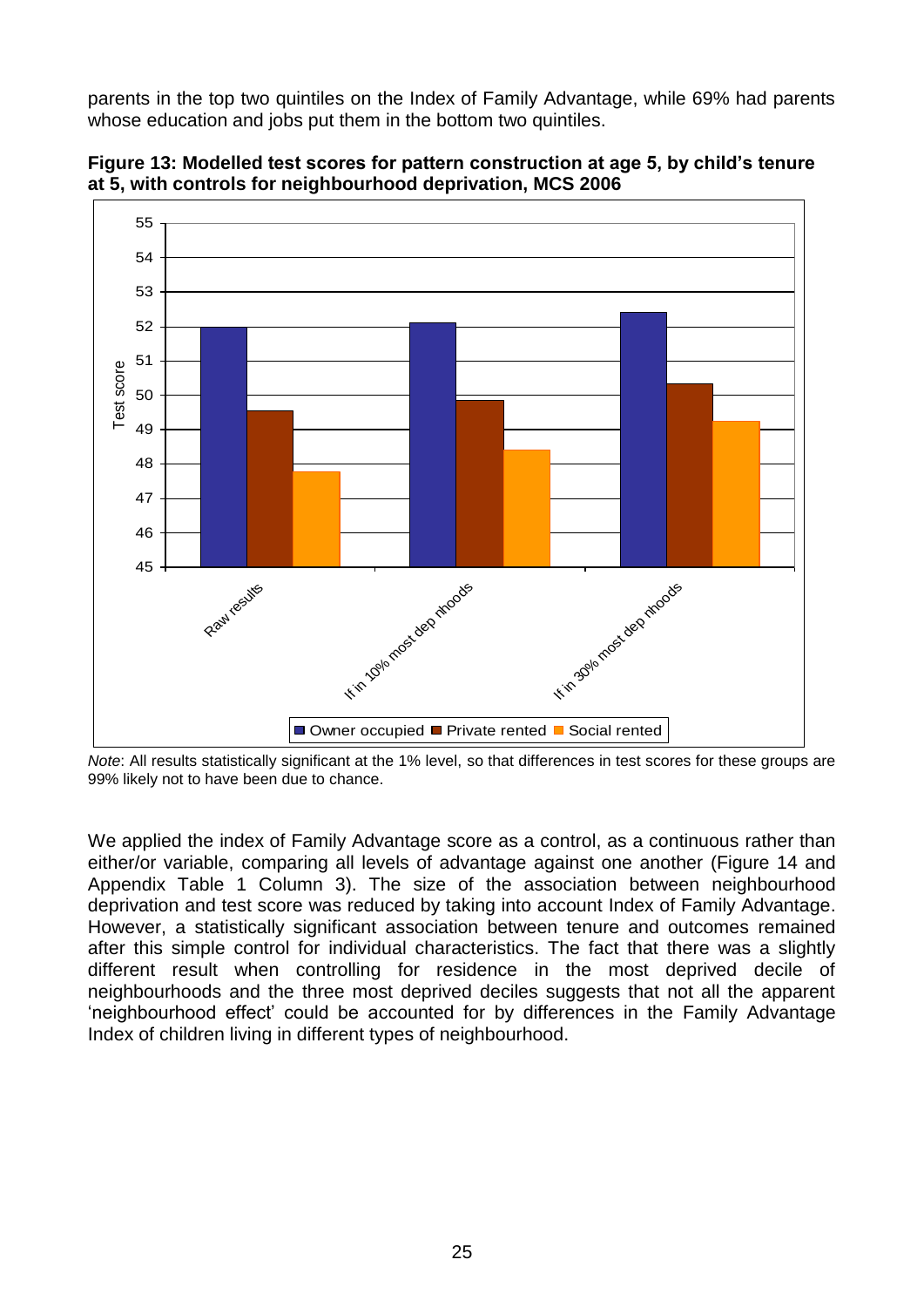parents in the top two quintiles on the Index of Family Advantage, while 69% had parents whose education and jobs put them in the bottom two quintiles.

**Figure 13: Modelled test scores for pattern construction at age 5, by child's tenure at 5, with controls for neighbourhood deprivation, MCS 2006**

Test score

55
54
53
52
51
50
49
48
47
46
45

Raw results

If in 10% most dep nhoods

If in 30% most dep nhoods

Owner occupied
Private rented
Social rented

*Note*: All results statistically significant at the 1% level, so that differences in test scores for these groups are 99% likely not to have been due to chance.

We applied the index of Family Advantage score as a control, as a continuous rather than either/or variable, comparing all levels of advantage against one another (Figure 14 and Appendix Table 1 Column 3). The size of the association between neighbourhood deprivation and test score was reduced by taking into account Index of Family Advantage. However, a statistically significant association between tenure and outcomes remained after this simple control for individual characteristics. The fact that there was a slightly different result when controlling for residence in the most deprived decile of neighbourhoods and the three most deprived deciles suggests that not all the apparent 'neighbourhood effect' could be accounted for by differences in the Family Advantage Index of children living in different types of neighbourhood.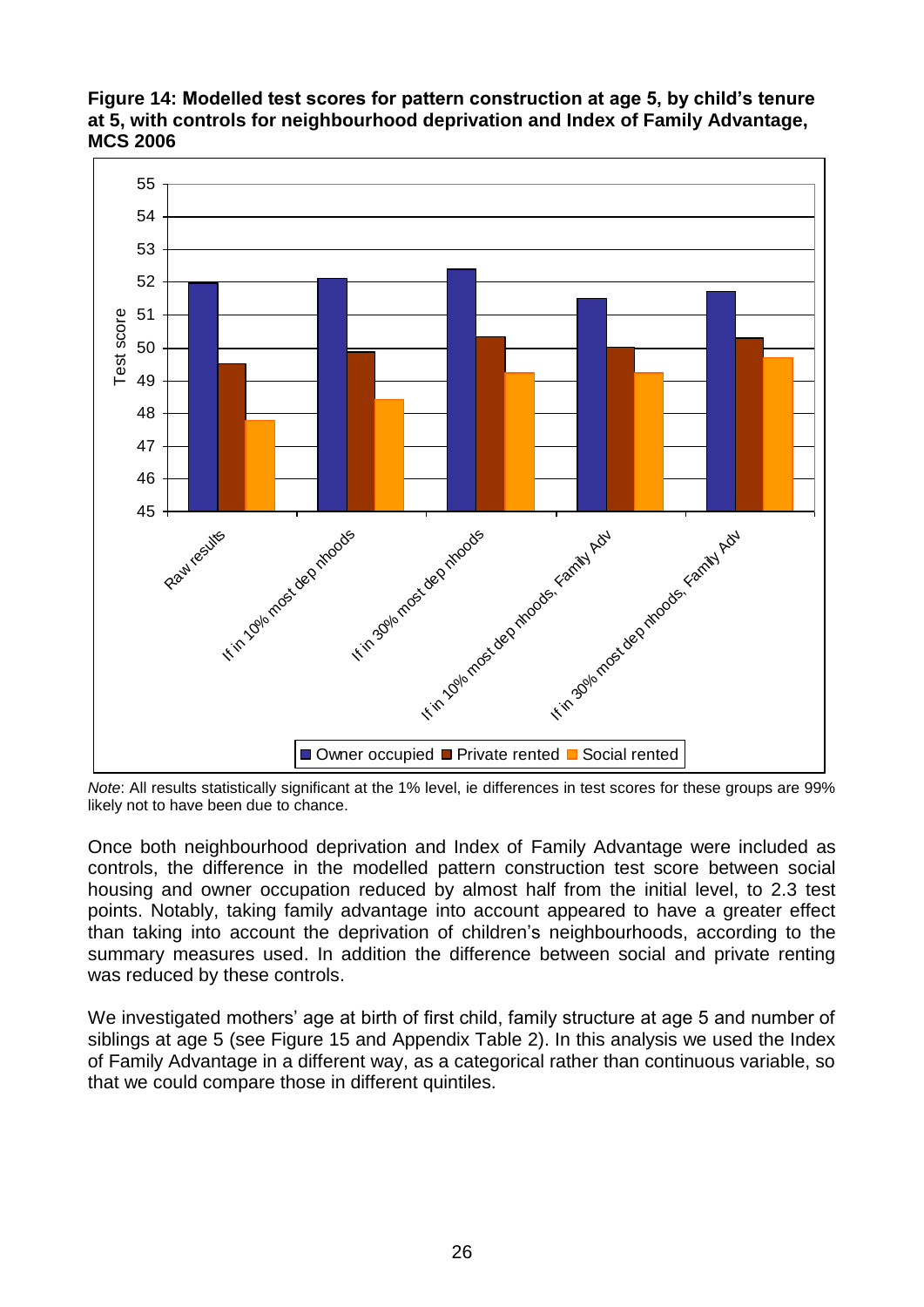**Figure 14: Modelled test scores for pattern construction at age 5, by child's tenure at 5, with controls for neighbourhood deprivation and Index of Family Advantage, MCS 2006**

Test score

55
54
53
52
51
50
49
48
47
46
45

Raw results
If in 10% most dep nhoods
If in 30% most dep nhoods
If in 10% most dep nhoods, Family Adv
If in 30% most dep nhoods, Family Adv

Owner occupied
Private rented
Social rented

*Note*: All results statistically significant at the 1% level, ie differences in test scores for these groups are 99% likely not to have been due to chance.

Once both neighbourhood deprivation and Index of Family Advantage were included as controls, the difference in the modelled pattern construction test score between social housing and owner occupation reduced by almost half from the initial level, to 2.3 test points. Notably, taking family advantage into account appeared to have a greater effect than taking into account the deprivation of children's neighbourhoods, according to the summary measures used. In addition the difference between social and private renting was reduced by these controls.

We investigated mothers' age at birth of first child, family structure at age 5 and number of siblings at age 5 (see Figure 15 and Appendix Table 2). In this analysis we used the Index of Family Advantage in a different way, as a categorical rather than continuous variable, so that we could compare those in different quintiles.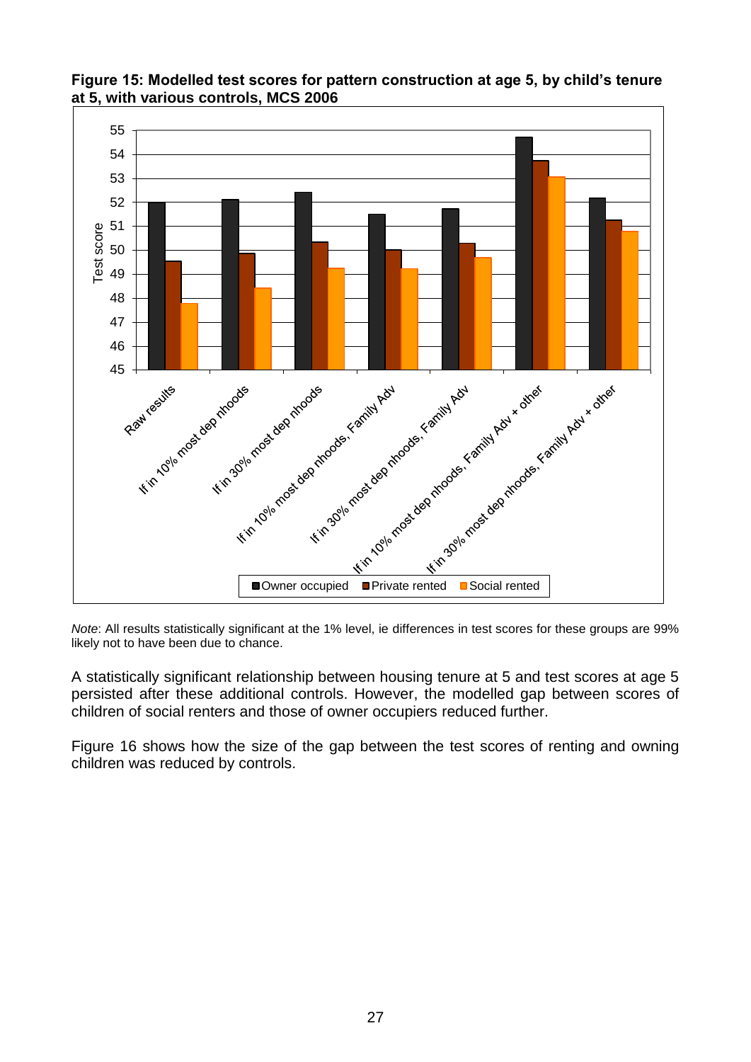**Figure 15: Modelled test scores for pattern construction at age 5, by child's tenure at 5, with various controls, MCS 2006**

Test score

55
54
53
52
51
50
49
48
47
46
45

Raw results
If in 10% most dep nhoods
If in 30% most dep nhoods
If in 10% most dep nhoods, Family Adv
If in 30% most dep nhoods, Family Adv
If in 10% most dep nhoods, Family Adv + other
If in 30% most dep nhoods, Family Adv + other

Owner occupied
Private rented
Social rented

*Note*: All results statistically significant at the 1% level, ie differences in test scores for these groups are 99% likely not to have been due to chance.

A statistically significant relationship between housing tenure at 5 and test scores at age 5 persisted after these additional controls. However, the modelled gap between scores of children of social renters and those of owner occupiers reduced further.

Figure 16 shows how the size of the gap between the test scores of renting and owning children was reduced by controls.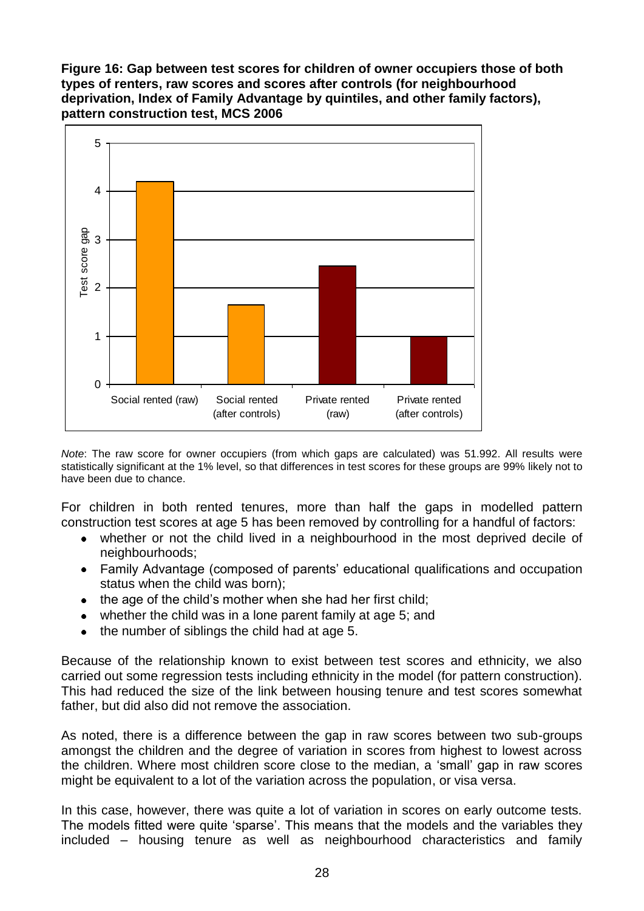**Figure 16: Gap between test scores for children of owner occupiers those of both types of renters, raw scores and scores after controls (for neighbourhood deprivation, Index of Family Advantage by quintiles, and other family factors), pattern construction test, MCS 2006**

Test score gap

5
4
3
2
1
0

Social rented (raw)
Social rented (after controls)
Private rented (raw)
Private rented (after controls)

*Note*: The raw score for owner occupiers (from which gaps are calculated) was 51.992. All results were statistically significant at the 1% level, so that differences in test scores for these groups are 99% likely not to have been due to chance.

For children in both rented tenures, more than half the gaps in modelled pattern construction test scores at age 5 has been removed by controlling for a handful of factors:

- whether or not the child lived in a neighbourhood in the most deprived decile of neighbourhoods;
- Family Advantage (composed of parents' educational qualifications and occupation status when the child was born);
- the age of the child's mother when she had her first child;
- whether the child was in a lone parent family at age 5; and
- the number of siblings the child had at age 5.

Because of the relationship known to exist between test scores and ethnicity, we also carried out some regression tests including ethnicity in the model (for pattern construction). This had reduced the size of the link between housing tenure and test scores somewhat father, but did also did not remove the association.

As noted, there is a difference between the gap in raw scores between two sub-groups amongst the children and the degree of variation in scores from highest to lowest across the children. Where most children score close to the median, a 'small' gap in raw scores might be equivalent to a lot of the variation across the population, or visa versa.

In this case, however, there was quite a lot of variation in scores on early outcome tests. The models fitted were quite 'sparse'. This means that the models and the variables they included – housing tenure as well as neighbourhood characteristics and family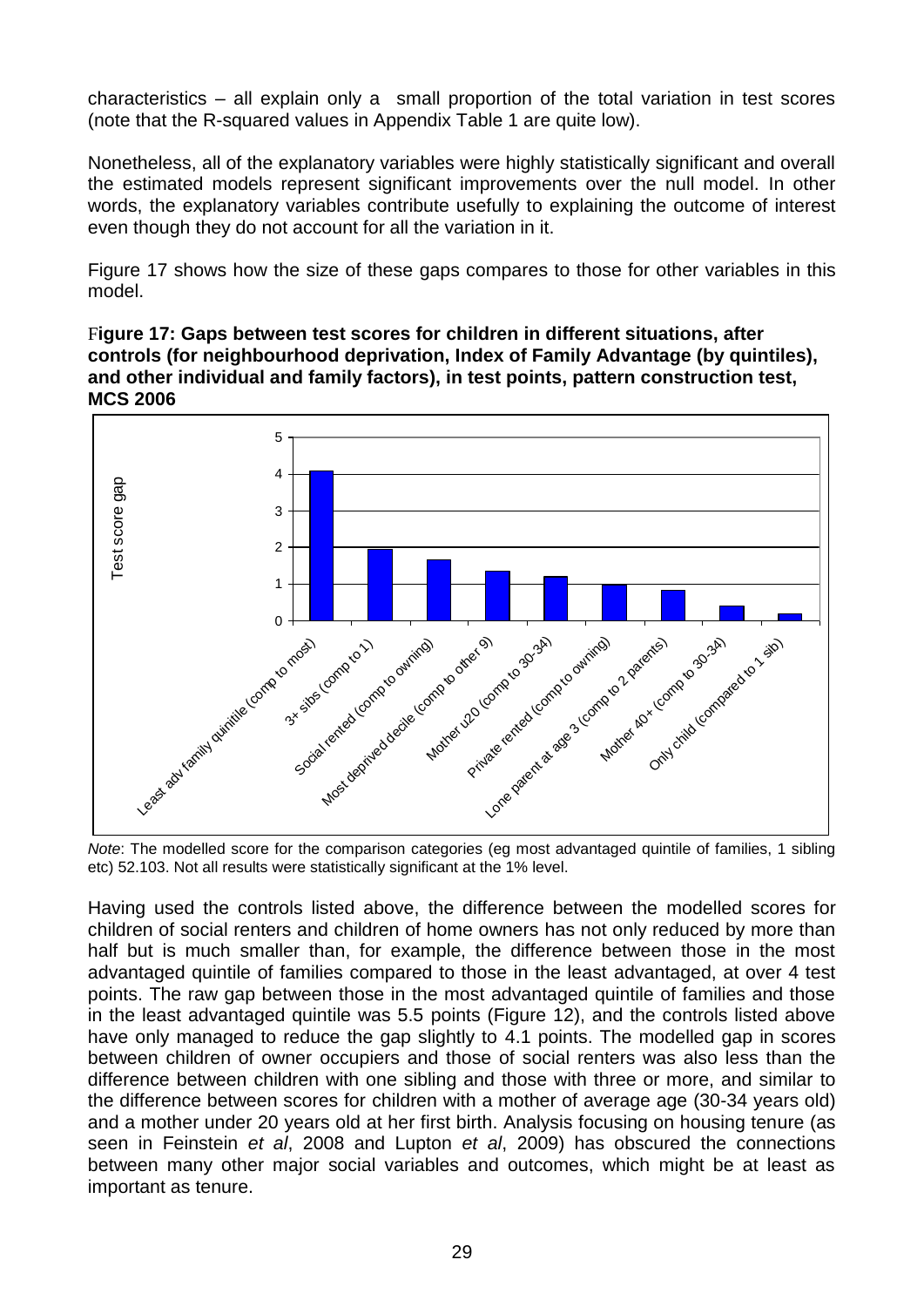characteristics – all explain only a small proportion of the total variation in test scores (note that the R-squared values in Appendix Table 1 are quite low).

Nonetheless, all of the explanatory variables were highly statistically significant and overall the estimated models represent significant improvements over the null model. In other words, the explanatory variables contribute usefully to explaining the outcome of interest even though they do not account for all the variation in it.

Figure 17 shows how the size of these gaps compares to those for other variables in this model.

**Figure 17: Gaps between test scores for children in different situations, after controls (for neighbourhood deprivation, Index of Family Advantage (by quintiles), and other individual and family factors), in test points, pattern construction test, MCS 2006**

Test score gap

5
4
3
2
1
0

Least adv family quintile (comp to most)
3+ sibs (comp to 1)
Social rented (comp to owning)
Most deprived decile (comp to other 9)
Mother u20 (comp to 30-34)
Private rented (comp to owning)
Lone parent at age 3 (comp to 2 parents)
Mother 40+ (comp to 30-34)
Only child (compared to 1 sib)

*Note*: The modelled score for the comparison categories (eg most advantaged quintile of families, 1 sibling etc) 52.103. Not all results were statistically significant at the 1% level.

Having used the controls listed above, the difference between the modelled scores for children of social renters and children of home owners has not only reduced by more than half but is much smaller than, for example, the difference between those in the most advantaged quintile of families compared to those in the least advantaged, at over 4 test points. The raw gap between those in the most advantaged quintile of families and those in the least advantaged quintile was 5.5 points (Figure 12), and the controls listed above have only managed to reduce the gap slightly to 4.1 points. The modelled gap in scores between children of owner occupiers and those of social renters was also less than the difference between children with one sibling and those with three or more, and similar to the difference between scores for children with a mother of average age (30-34 years old) and a mother under 20 years old at her first birth. Analysis focusing on housing tenure (as seen in Feinstein *et al*, 2008 and Lupton *et al*, 2009) has obscured the connections between many other major social variables and outcomes, which might be at least as important as tenure.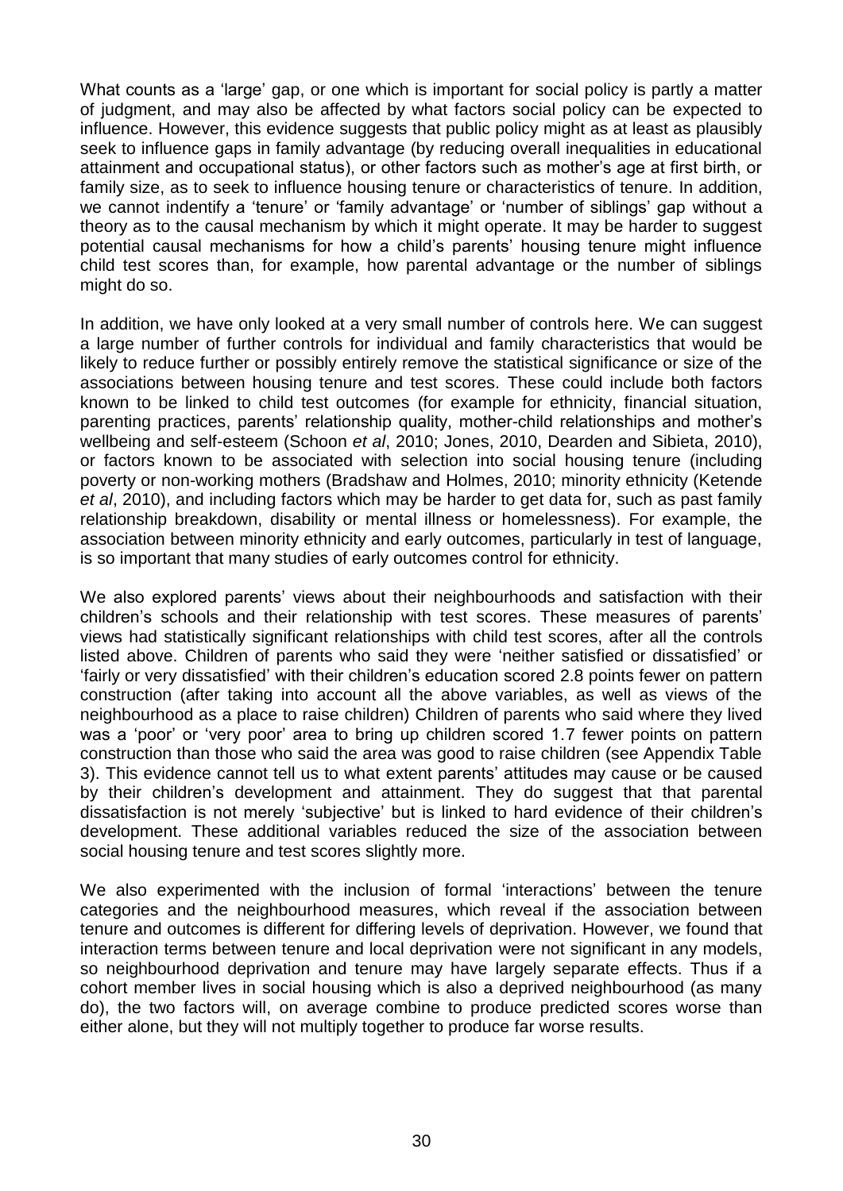What counts as a 'large' gap, or one which is important for social policy is partly a matter of judgment, and may also be affected by what factors social policy can be expected to influence. However, this evidence suggests that public policy might as at least as plausibly seek to influence gaps in family advantage (by reducing overall inequalities in educational attainment and occupational status), or other factors such as mother's age at first birth, or family size, as to seek to influence housing tenure or characteristics of tenure. In addition, we cannot indentify a 'tenure' or 'family advantage' or 'number of siblings' gap without a theory as to the causal mechanism by which it might operate. It may be harder to suggest potential causal mechanisms for how a child's parents' housing tenure might influence child test scores than, for example, how parental advantage or the number of siblings might do so.

In addition, we have only looked at a very small number of controls here. We can suggest a large number of further controls for individual and family characteristics that would be likely to reduce further or possibly entirely remove the statistical significance or size of the associations between housing tenure and test scores. These could include both factors known to be linked to child test outcomes (for example for ethnicity, financial situation, parenting practices, parents' relationship quality, mother-child relationships and mother's wellbeing and self-esteem (Schoon *et al*, 2010; Jones, 2010, Dearden and Sibieta, 2010), or factors known to be associated with selection into social housing tenure (including poverty or non-working mothers (Bradshaw and Holmes, 2010; minority ethnicity (Ketende *et al*, 2010), and including factors which may be harder to get data for, such as past family relationship breakdown, disability or mental illness or homelessness). For example, the association between minority ethnicity and early outcomes, particularly in test of language, is so important that many studies of early outcomes control for ethnicity.

We also explored parents' views about their neighbourhoods and satisfaction with their children's schools and their relationship with test scores. These measures of parents' views had statistically significant relationships with child test scores, after all the controls listed above. Children of parents who said they were 'neither satisfied or dissatisfied' or 'fairly or very dissatisfied' with their children's education scored 2.8 points fewer on pattern construction (after taking into account all the above variables, as well as views of the neighbourhood as a place to raise children) Children of parents who said where they lived was a 'poor' or 'very poor' area to bring up children scored 1.7 fewer points on pattern construction than those who said the area was good to raise children (see Appendix Table 3). This evidence cannot tell us to what extent parents' attitudes may cause or be caused by their children's development and attainment. They do suggest that that parental dissatisfaction is not merely 'subjective' but is linked to hard evidence of their children's development. These additional variables reduced the size of the association between social housing tenure and test scores slightly more.

We also experimented with the inclusion of formal 'interactions' between the tenure categories and the neighbourhood measures, which reveal if the association between tenure and outcomes is different for differing levels of deprivation. However, we found that interaction terms between tenure and local deprivation were not significant in any models, so neighbourhood deprivation and tenure may have largely separate effects. Thus if a cohort member lives in social housing which is also a deprived neighbourhood (as many do), the two factors will, on average combine to produce predicted scores worse than either alone, but they will not multiply together to produce far worse results.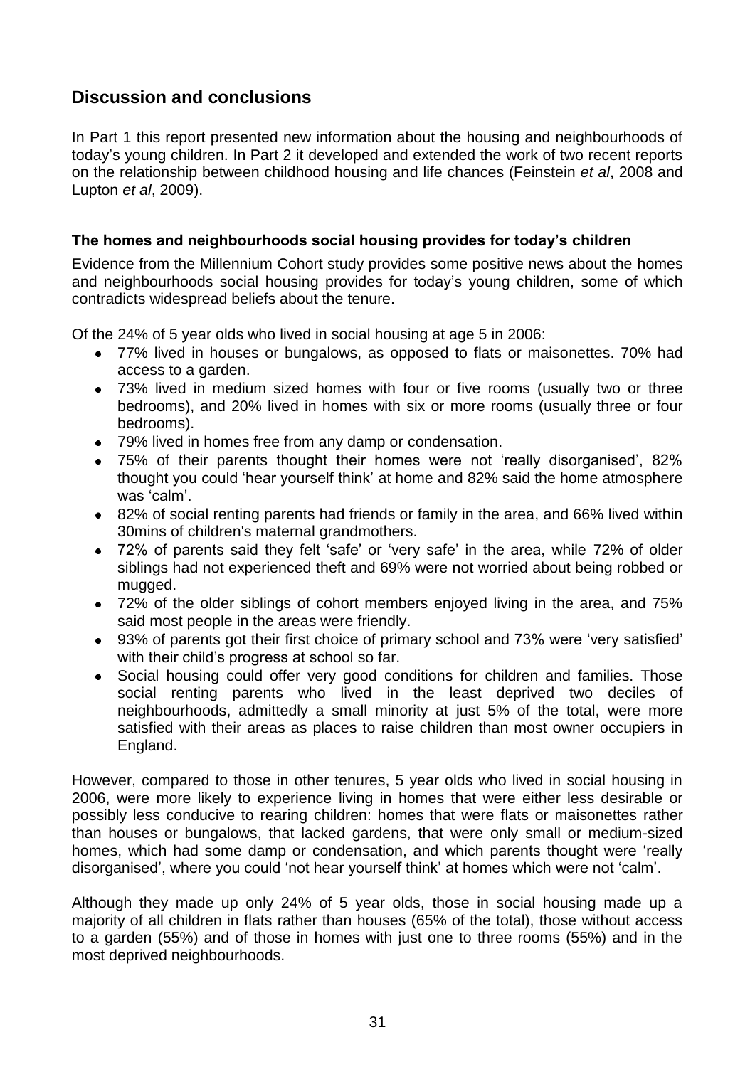## Discussion and conclusions

In Part 1 this report presented new information about the housing and neighbourhoods of today's young children. In Part 2 it developed and extended the work of two recent reports on the relationship between childhood housing and life chances (Feinstein *et al*, 2008 and Lupton *et al*, 2009).

### The homes and neighbourhoods social housing provides for today's children

Evidence from the Millennium Cohort study provides some positive news about the homes and neighbourhoods social housing provides for today's young children, some of which contradicts widespread beliefs about the tenure.

Of the 24% of 5 year olds who lived in social housing at age 5 in 2006:

- 77% lived in houses or bungalows, as opposed to flats or maisonettes. 70% had access to a garden.
- 73% lived in medium sized homes with four or five rooms (usually two or three bedrooms), and 20% lived in homes with six or more rooms (usually three or four bedrooms).
- 79% lived in homes free from any damp or condensation.
- 75% of their parents thought their homes were not 'really disorganised', 82% thought you could 'hear yourself think' at home and 82% said the home atmosphere was 'calm'.
- 82% of social renting parents had friends or family in the area, and 66% lived within 30mins of children's maternal grandmothers.
- 72% of parents said they felt 'safe' or 'very safe' in the area, while 72% of older siblings had not experienced theft and 69% were not worried about being robbed or mugged.
- 72% of the older siblings of cohort members enjoyed living in the area, and 75% said most people in the areas were friendly.
- 93% of parents got their first choice of primary school and 73% were 'very satisfied' with their child's progress at school so far.
- Social housing could offer very good conditions for children and families. Those social renting parents who lived in the least deprived two deciles of neighbourhoods, admittedly a small minority at just 5% of the total, were more satisfied with their areas as places to raise children than most owner occupiers in England.

However, compared to those in other tenures, 5 year olds who lived in social housing in 2006, were more likely to experience living in homes that were either less desirable or possibly less conducive to rearing children: homes that were flats or maisonettes rather than houses or bungalows, that lacked gardens, that were only small or medium-sized homes, which had some damp or condensation, and which parents thought were 'really disorganised', where you could 'not hear yourself think' at homes which were not 'calm'.

Although they made up only 24% of 5 year olds, those in social housing made up a majority of all children in flats rather than houses (65% of the total), those without access to a garden (55%) and of those in homes with just one to three rooms (55%) and in the most deprived neighbourhoods.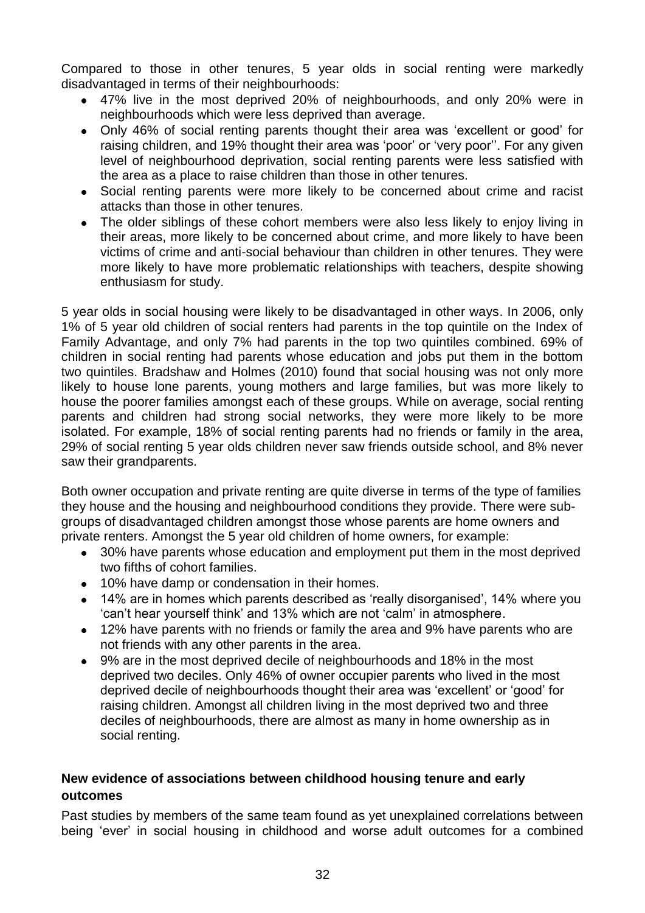Compared to those in other tenures, 5 year olds in social renting were markedly disadvantaged in terms of their neighbourhoods:

- 47% live in the most deprived 20% of neighbourhoods, and only 20% were in neighbourhoods which were less deprived than average.
- Only 46% of social renting parents thought their area was 'excellent or good' for raising children, and 19% thought their area was 'poor' or 'very poor''. For any given level of neighbourhood deprivation, social renting parents were less satisfied with the area as a place to raise children than those in other tenures.
- Social renting parents were more likely to be concerned about crime and racist attacks than those in other tenures.
- The older siblings of these cohort members were also less likely to enjoy living in their areas, more likely to be concerned about crime, and more likely to have been victims of crime and anti-social behaviour than children in other tenures. They were more likely to have more problematic relationships with teachers, despite showing enthusiasm for study.

5 year olds in social housing were likely to be disadvantaged in other ways. In 2006, only 1% of 5 year old children of social renters had parents in the top quintile on the Index of Family Advantage, and only 7% had parents in the top two quintiles combined. 69% of children in social renting had parents whose education and jobs put them in the bottom two quintiles. Bradshaw and Holmes (2010) found that social housing was not only more likely to house lone parents, young mothers and large families, but was more likely to house the poorer families amongst each of these groups. While on average, social renting parents and children had strong social networks, they were more likely to be more isolated. For example, 18% of social renting parents had no friends or family in the area, 29% of social renting 5 year olds children never saw friends outside school, and 8% never saw their grandparents.

Both owner occupation and private renting are quite diverse in terms of the type of families they house and the housing and neighbourhood conditions they provide. There were sub-groups of disadvantaged children amongst those whose parents are home owners and private renters. Amongst the 5 year old children of home owners, for example:

- 30% have parents whose education and employment put them in the most deprived two fifths of cohort families.
- 10% have damp or condensation in their homes.
- 14% are in homes which parents described as 'really disorganised', 14% where you 'can't hear yourself think' and 13% which are not 'calm' in atmosphere.
- 12% have parents with no friends or family the area and 9% have parents who are not friends with any other parents in the area.
- 9% are in the most deprived decile of neighbourhoods and 18% in the most deprived two deciles. Only 46% of owner occupier parents who lived in the most deprived decile of neighbourhoods thought their area was 'excellent' or 'good' for raising children. Amongst all children living in the most deprived two and three deciles of neighbourhoods, there are almost as many in home ownership as in social renting.

**New evidence of associations between childhood housing tenure and early outcomes**

Past studies by members of the same team found as yet unexplained correlations between being 'ever' in social housing in childhood and worse adult outcomes for a combined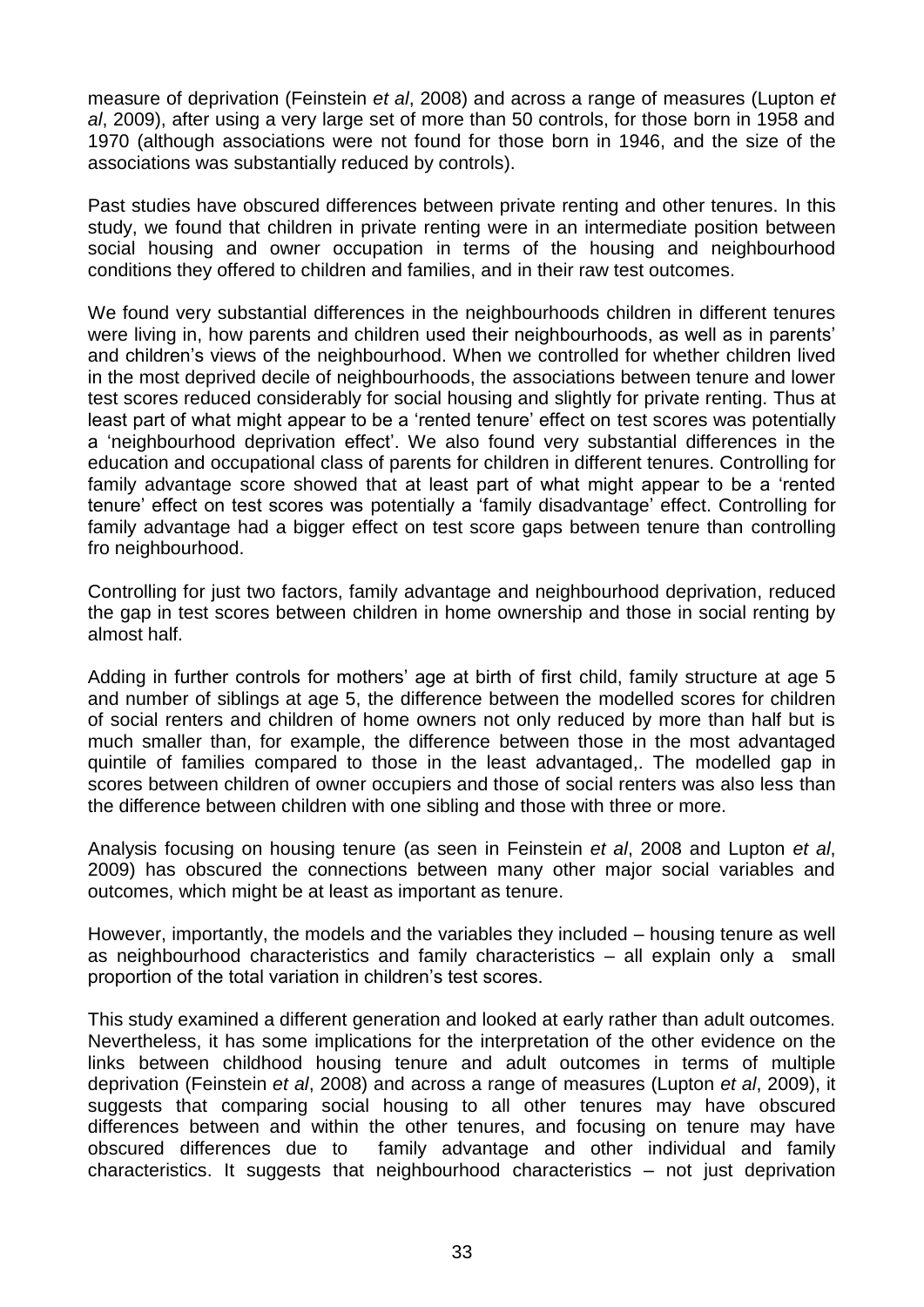measure of deprivation (Feinstein *et al*, 2008) and across a range of measures (Lupton *et al*, 2009), after using a very large set of more than 50 controls, for those born in 1958 and 1970 (although associations were not found for those born in 1946, and the size of the associations was substantially reduced by controls).

Past studies have obscured differences between private renting and other tenures. In this study, we found that children in private renting were in an intermediate position between social housing and owner occupation in terms of the housing and neighbourhood conditions they offered to children and families, and in their raw test outcomes.

We found very substantial differences in the neighbourhoods children in different tenures were living in, how parents and children used their neighbourhoods, as well as in parents' and children's views of the neighbourhood. When we controlled for whether children lived in the most deprived decile of neighbourhoods, the associations between tenure and lower test scores reduced considerably for social housing and slightly for private renting. Thus at least part of what might appear to be a 'rented tenure' effect on test scores was potentially a 'neighbourhood deprivation effect'. We also found very substantial differences in the education and occupational class of parents for children in different tenures. Controlling for family advantage score showed that at least part of what might appear to be a 'rented tenure' effect on test scores was potentially a 'family disadvantage' effect. Controlling for family advantage had a bigger effect on test score gaps between tenure than controlling fro neighbourhood.

Controlling for just two factors, family advantage and neighbourhood deprivation, reduced the gap in test scores between children in home ownership and those in social renting by almost half.

Adding in further controls for mothers' age at birth of first child, family structure at age 5 and number of siblings at age 5, the difference between the modelled scores for children of social renters and children of home owners not only reduced by more than half but is much smaller than, for example, the difference between those in the most advantaged quintile of families compared to those in the least advantaged,. The modelled gap in scores between children of owner occupiers and those of social renters was also less than the difference between children with one sibling and those with three or more.

Analysis focusing on housing tenure (as seen in Feinstein *et al*, 2008 and Lupton *et al*, 2009) has obscured the connections between many other major social variables and outcomes, which might be at least as important as tenure.

However, importantly, the models and the variables they included – housing tenure as well as neighbourhood characteristics and family characteristics – all explain only a small proportion of the total variation in children's test scores.

This study examined a different generation and looked at early rather than adult outcomes. Nevertheless, it has some implications for the interpretation of the other evidence on the links between childhood housing tenure and adult outcomes in terms of multiple deprivation (Feinstein *et al*, 2008) and across a range of measures (Lupton *et al*, 2009), it suggests that comparing social housing to all other tenures may have obscured differences between and within the other tenures, and focusing on tenure may have obscured differences due to family advantage and other individual and family characteristics. It suggests that neighbourhood characteristics – not just deprivation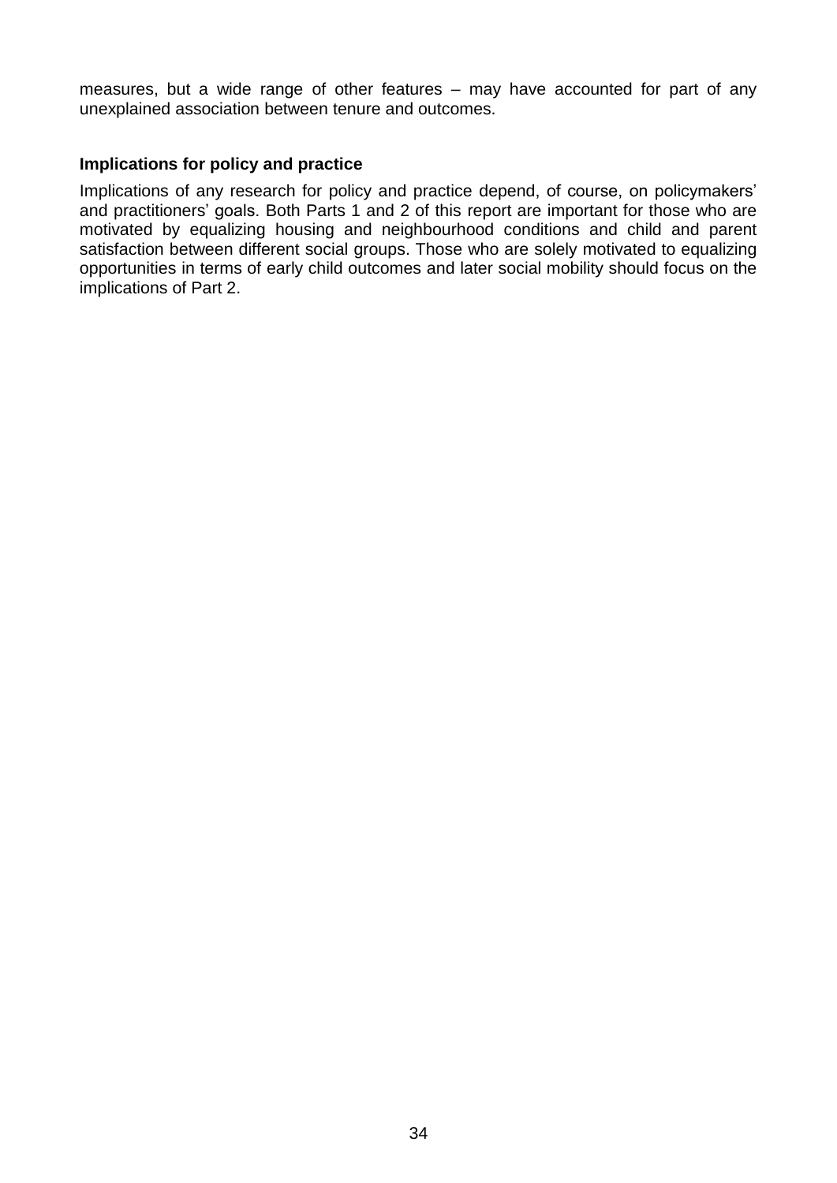measures, but a wide range of other features – may have accounted for part of any unexplained association between tenure and outcomes.

**Implications for policy and practice**

Implications of any research for policy and practice depend, of course, on policymakers' and practitioners' goals. Both Parts 1 and 2 of this report are important for those who are motivated by equalizing housing and neighbourhood conditions and child and parent satisfaction between different social groups. Those who are solely motivated to equalizing opportunities in terms of early child outcomes and later social mobility should focus on the implications of Part 2.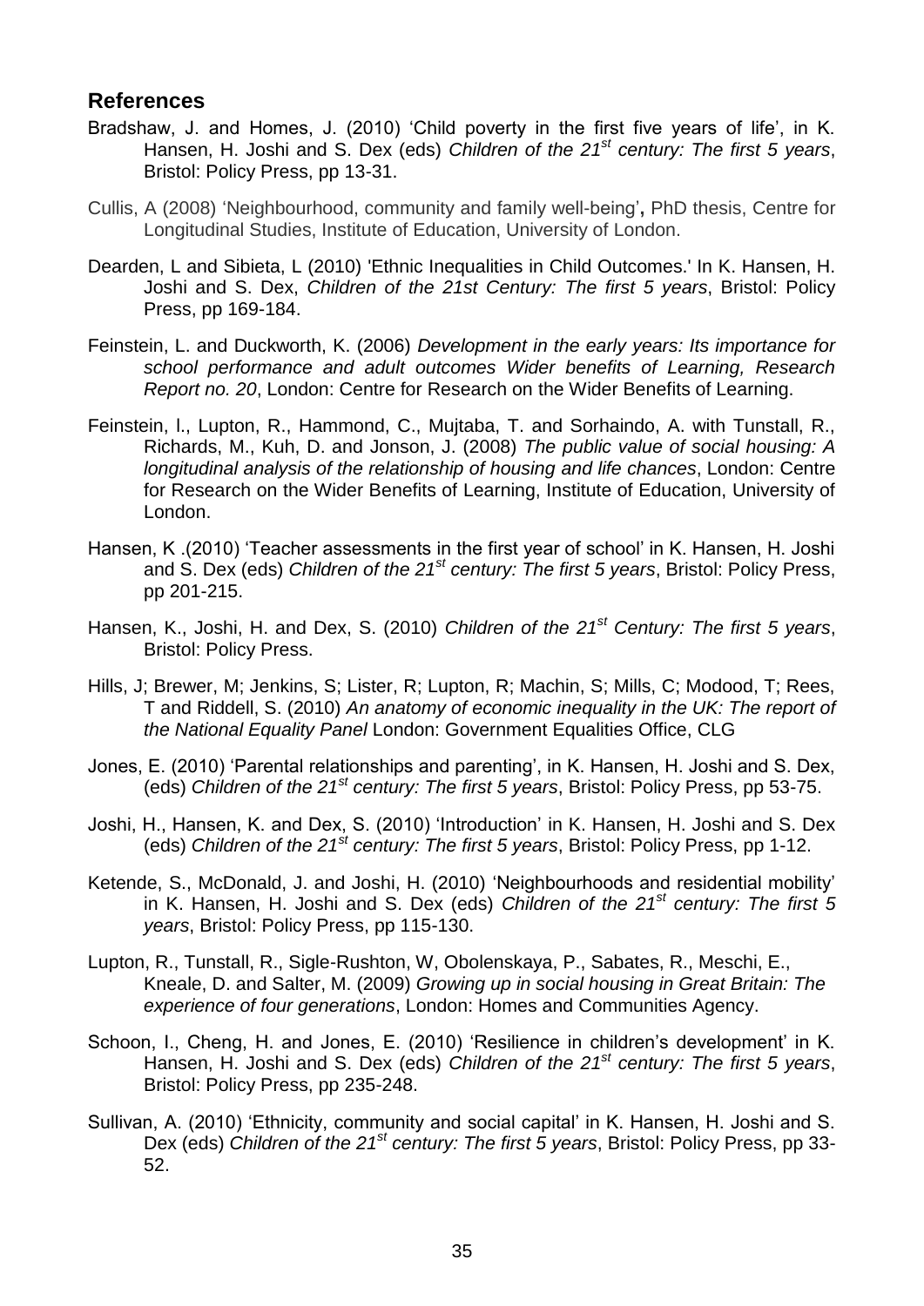## References

Bradshaw, J. and Homes, J. (2010) 'Child poverty in the first five years of life', in K. Hansen, H. Joshi and S. Dex (eds) *Children of the 21st century: The first 5 years*, Bristol: Policy Press, pp 13-31.

Cullis, A (2008) 'Neighbourhood, community and family well-being', PhD thesis, Centre for Longitudinal Studies, Institute of Education, University of London.

Dearden, L and Sibieta, L (2010) 'Ethnic Inequalities in Child Outcomes.' In K. Hansen, H. Joshi and S. Dex, *Children of the 21st Century: The first 5 years*, Bristol: Policy Press, pp 169-184.

Feinstein, L. and Duckworth, K. (2006) *Development in the early years: Its importance for school performance and adult outcomes Wider benefits of Learning, Research Report no. 20*, London: Centre for Research on the Wider Benefits of Learning.

Feinstein, l., Lupton, R., Hammond, C., Mujtaba, T. and Sorhaindo, A. with Tunstall, R., Richards, M., Kuh, D. and Jonson, J. (2008) *The public value of social housing: A longitudinal analysis of the relationship of housing and life chances*, London: Centre for Research on the Wider Benefits of Learning, Institute of Education, University of London.

Hansen, K .(2010) 'Teacher assessments in the first year of school' in K. Hansen, H. Joshi and S. Dex (eds) *Children of the 21st century: The first 5 years*, Bristol: Policy Press, pp 201-215.

Hansen, K., Joshi, H. and Dex, S. (2010) *Children of the 21st Century: The first 5 years*, Bristol: Policy Press.

Hills, J; Brewer, M; Jenkins, S; Lister, R; Lupton, R; Machin, S; Mills, C; Modood, T; Rees, T and Riddell, S. (2010) *An anatomy of economic inequality in the UK: The report of the National Equality Panel* London: Government Equalities Office, CLG

Jones, E. (2010) 'Parental relationships and parenting', in K. Hansen, H. Joshi and S. Dex, (eds) *Children of the 21st century: The first 5 years*, Bristol: Policy Press, pp 53-75.

Joshi, H., Hansen, K. and Dex, S. (2010) 'Introduction' in K. Hansen, H. Joshi and S. Dex (eds) *Children of the 21st century: The first 5 years*, Bristol: Policy Press, pp 1-12.

Ketende, S., McDonald, J. and Joshi, H. (2010) 'Neighbourhoods and residential mobility' in K. Hansen, H. Joshi and S. Dex (eds) *Children of the 21st century: The first 5 years*, Bristol: Policy Press, pp 115-130.

Lupton, R., Tunstall, R., Sigle-Rushton, W, Obolenskaya, P., Sabates, R., Meschi, E., Kneale, D. and Salter, M. (2009) *Growing up in social housing in Great Britain: The experience of four generations*, London: Homes and Communities Agency.

Schoon, I., Cheng, H. and Jones, E. (2010) 'Resilience in children's development' in K. Hansen, H. Joshi and S. Dex (eds) *Children of the 21st century: The first 5 years*, Bristol: Policy Press, pp 235-248.

Sullivan, A. (2010) 'Ethnicity, community and social capital' in K. Hansen, H. Joshi and S. Dex (eds) *Children of the 21st century: The first 5 years*, Bristol: Policy Press, pp 33-52.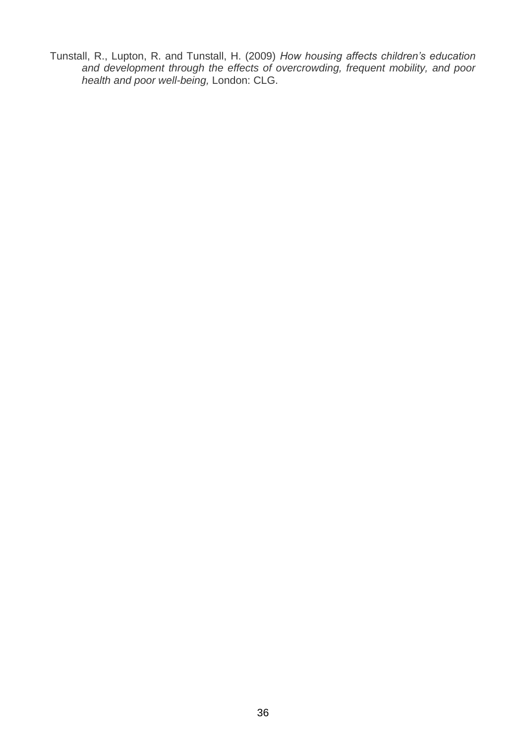Tunstall, R., Lupton, R. and Tunstall, H. (2009) *How housing affects children's education and development through the effects of overcrowding, frequent mobility, and poor health and poor well-being,* London: CLG.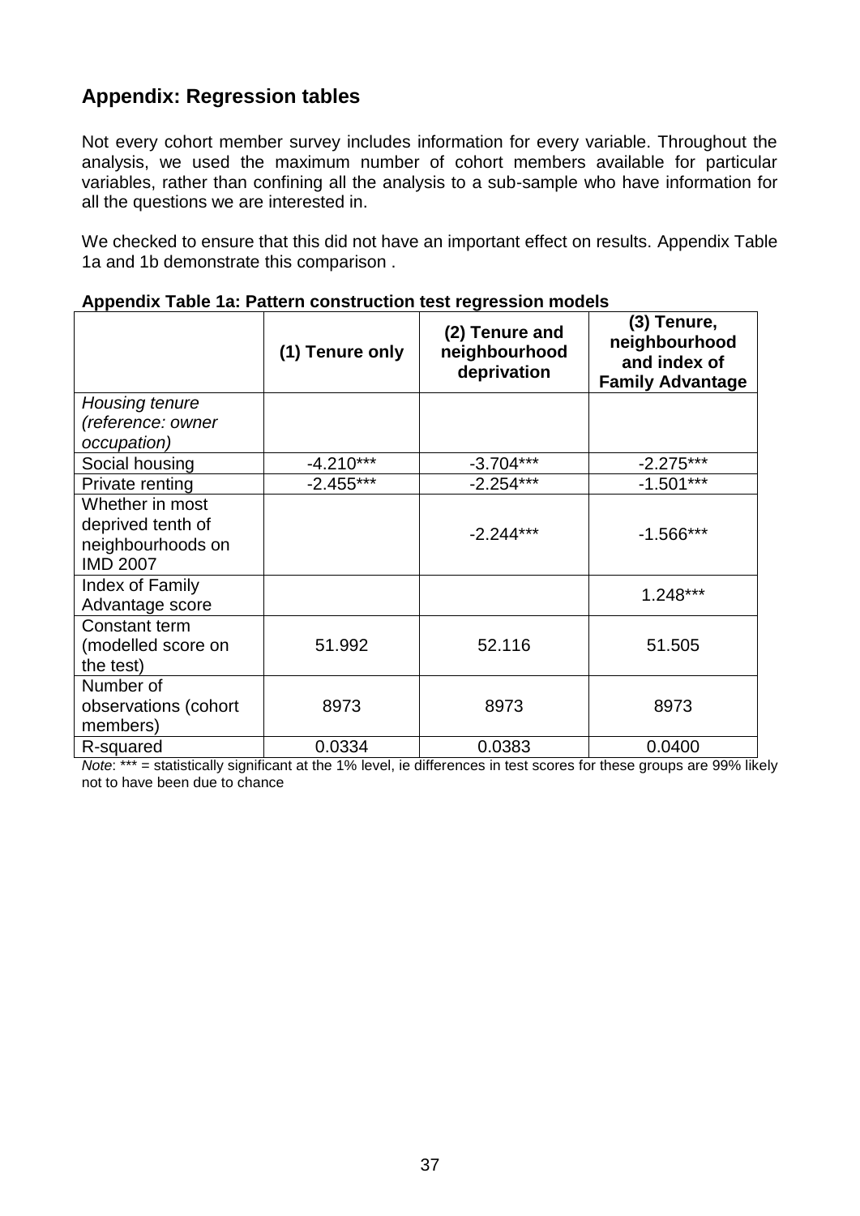## Appendix: Regression tables

Not every cohort member survey includes information for every variable. Throughout the analysis, we used the maximum number of cohort members available for particular variables, rather than confining all the analysis to a sub-sample who have information for all the questions we are interested in.

We checked to ensure that this did not have an important effect on results. Appendix Table 1a and 1b demonstrate this comparison .

**Appendix Table 1a: Pattern construction test regression models**

| | **(1) Tenure only** | **(2) Tenure and neighbourhood deprivation** | **(3) Tenure, neighbourhood and index of Family Advantage** |
|---|---|---|---|
| *Housing tenure (reference: owner occupation)* | | | |
| Social housing | -4.210*** | -3.704*** | -2.275*** |
| Private renting | -2.455*** | -2.254*** | -1.501*** |
| Whether in most deprived tenth of neighbourhoods on IMD 2007 | | -2.244*** | -1.566*** |
| Index of Family Advantage score | | | 1.248*** |
| Constant term (modelled score on the test) | 51.992 | 52.116 | 51.505 |
| Number of observations (cohort members) | 8973 | 8973 | 8973 |
| R-squared | 0.0334 | 0.0383 | 0.0400 |

*Note*: *** = statistically significant at the 1% level, ie differences in test scores for these groups are 99% likely not to have been due to chance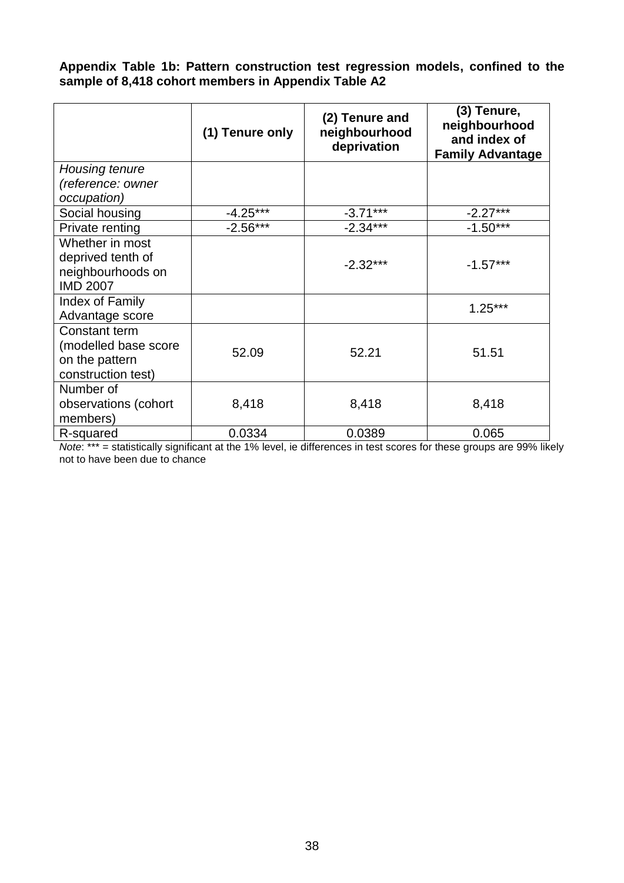**Appendix Table 1b: Pattern construction test regression models, confined to the sample of 8,418 cohort members in Appendix Table A2**

| | (1) Tenure only | (2) Tenure and neighbourhood deprivation | (3) Tenure, neighbourhood and index of Family Advantage |
|---|---|---|---|
| *Housing tenure (reference: owner occupation)* | | | |
| Social housing | -4.25*** | -3.71*** | -2.27*** |
| Private renting | -2.56*** | -2.34*** | -1.50*** |
| Whether in most deprived tenth of neighbourhoods on IMD 2007 | | -2.32*** | -1.57*** |
| Index of Family Advantage score | | | 1.25*** |
| Constant term (modelled base score on the pattern construction test) | 52.09 | 52.21 | 51.51 |
| Number of observations (cohort members) | 8,418 | 8,418 | 8,418 |
| R-squared | 0.0334 | 0.0389 | 0.065 |

*Note*: *** = statistically significant at the 1% level, ie differences in test scores for these groups are 99% likely not to have been due to chance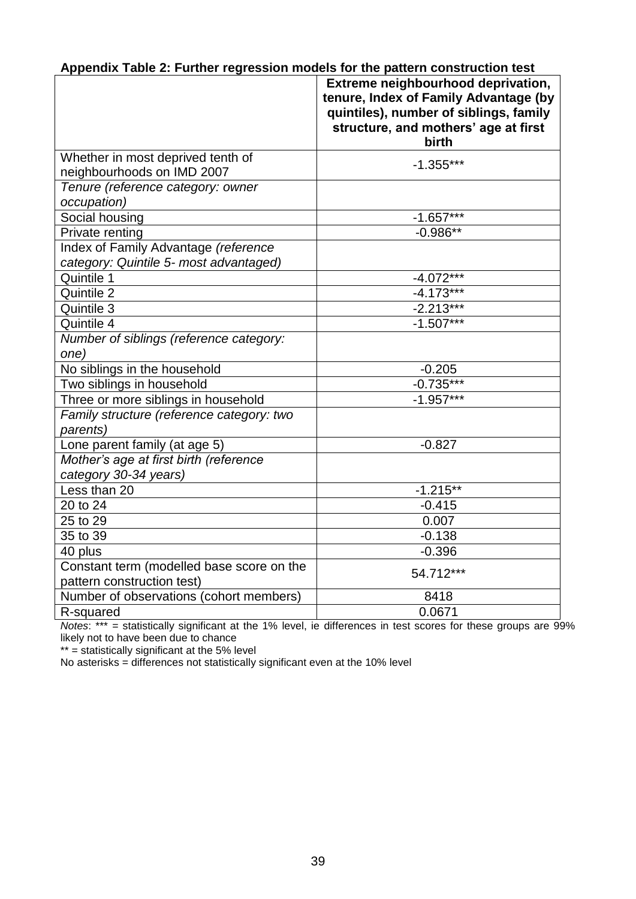**Appendix Table 2: Further regression models for the pattern construction test**

| | **Extreme neighbourhood deprivation, tenure, Index of Family Advantage (by quintiles), number of siblings, family structure, and mothers' age at first birth** |
|---|---|
| Whether in most deprived tenth of neighbourhoods on IMD 2007 | -1.355*** |
| *Tenure (reference category: owner occupation)* | |
| Social housing | -1.657*** |
| Private renting | -0.986** |
| Index of Family Advantage *(reference category: Quintile 5- most advantaged)* | |
| Quintile 1 | -4.072*** |
| Quintile 2 | -4.173*** |
| Quintile 3 | -2.213*** |
| Quintile 4 | -1.507*** |
| *Number of siblings (reference category: one)* | |
| No siblings in the household | -0.205 |
| Two siblings in household | -0.735*** |
| Three or more siblings in household | -1.957*** |
| *Family structure (reference category: two parents)* | |
| Lone parent family (at age 5) | -0.827 |
| *Mother's age at first birth (reference category 30-34 years)* | |
| Less than 20 | -1.215** |
| 20 to 24 | -0.415 |
| 25 to 29 | 0.007 |
| 35 to 39 | -0.138 |
| 40 plus | -0.396 |
| Constant term (modelled base score on the pattern construction test) | 54.712*** |
| Number of observations (cohort members) | 8418 |
| R-squared | 0.0671 |

*Notes*: *** = statistically significant at the 1% level, ie differences in test scores for these groups are 99% likely not to have been due to chance

** = statistically significant at the 5% level

No asterisks = differences not statistically significant even at the 10% level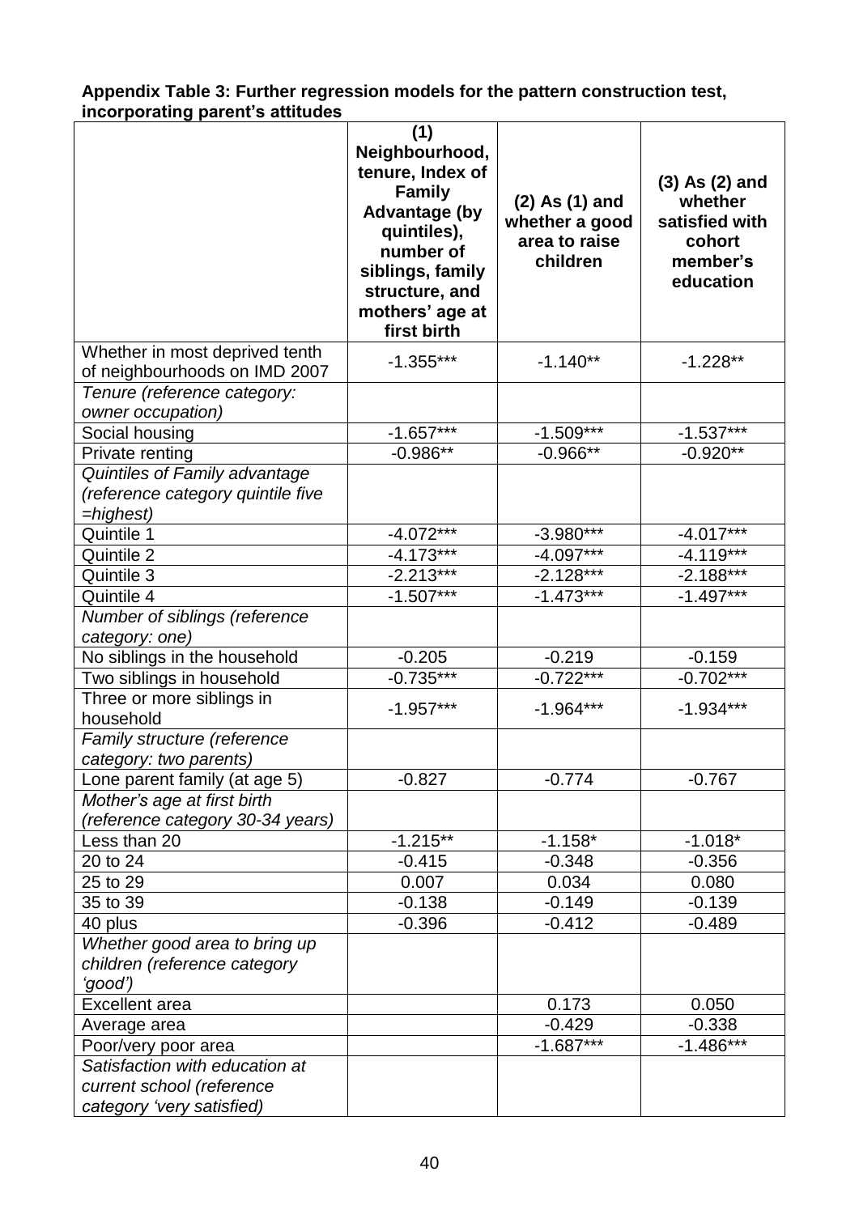**Appendix Table 3: Further regression models for the pattern construction test, incorporating parent's attitudes**

| | **(1) Neighbourhood, tenure, Index of Family Advantage (by quintiles), number of siblings, family structure, and mothers' age at first birth** | **(2) As (1) and whether a good area to raise children** | **(3) As (2) and whether satisfied with cohort member's education** |
|---|---|---|---|
| Whether in most deprived tenth of neighbourhoods on IMD 2007 | -1.355*** | -1.140** | -1.228** |
| *Tenure (reference category: owner occupation)* | | | |
| Social housing | -1.657*** | -1.509*** | -1.537*** |
| Private renting | -0.986** | -0.966** | -0.920** |
| *Quintiles of Family advantage (reference category quintile five =highest)* | | | |
| Quintile 1 | -4.072*** | -3.980*** | -4.017*** |
| Quintile 2 | -4.173*** | -4.097*** | -4.119*** |
| Quintile 3 | -2.213*** | -2.128*** | -2.188*** |
| Quintile 4 | -1.507*** | -1.473*** | -1.497*** |
| *Number of siblings (reference category: one)* | | | |
| No siblings in the household | -0.205 | -0.219 | -0.159 |
| Two siblings in household | -0.735*** | -0.722*** | -0.702*** |
| Three or more siblings in household | -1.957*** | -1.964*** | -1.934*** |
| *Family structure (reference category: two parents)* | | | |
| Lone parent family (at age 5) | -0.827 | -0.774 | -0.767 |
| *Mother's age at first birth (reference category 30-34 years)* | | | |
| Less than 20 | -1.215** | -1.158* | -1.018* |
| 20 to 24 | -0.415 | -0.348 | -0.356 |
| 25 to 29 | 0.007 | 0.034 | 0.080 |
| 35 to 39 | -0.138 | -0.149 | -0.139 |
| 40 plus | -0.396 | -0.412 | -0.489 |
| *Whether good area to bring up children (reference category 'good')* | | | |
| Excellent area | | 0.173 | 0.050 |
| Average area | | -0.429 | -0.338 |
| Poor/very poor area | | -1.687*** | -1.486*** |
| *Satisfaction with education at current school (reference category 'very satisfied)* | | | |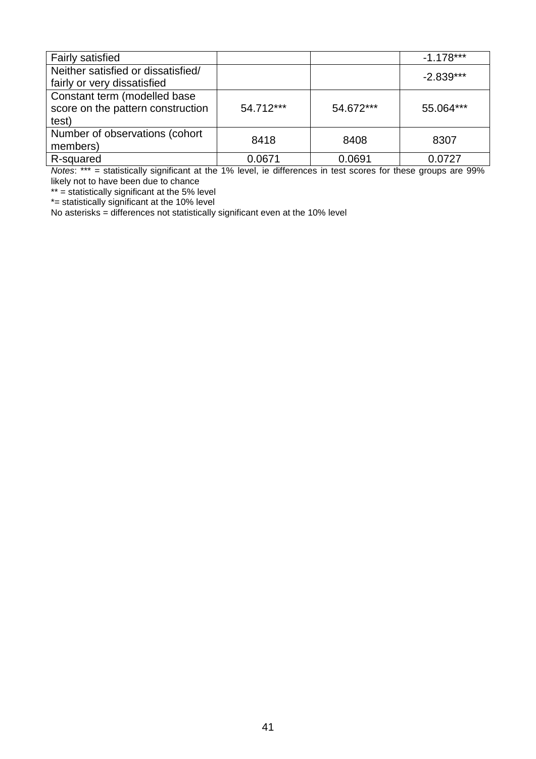| | | | |
|---|---|---|---|
| Fairly satisfied | | | -1.178*** |
| Neither satisfied or dissatisfied/ fairly or very dissatisfied | | | -2.839*** |
| Constant term (modelled base score on the pattern construction test) | 54.712*** | 54.672*** | 55.064*** |
| Number of observations (cohort members) | 8418 | 8408 | 8307 |
| R-squared | 0.0671 | 0.0691 | 0.0727 |

*Notes*: *** = statistically significant at the 1% level, ie differences in test scores for these groups are 99% likely not to have been due to chance
** = statistically significant at the 5% level
*= statistically significant at the 10% level
No asterisks = differences not statistically significant even at the 10% level